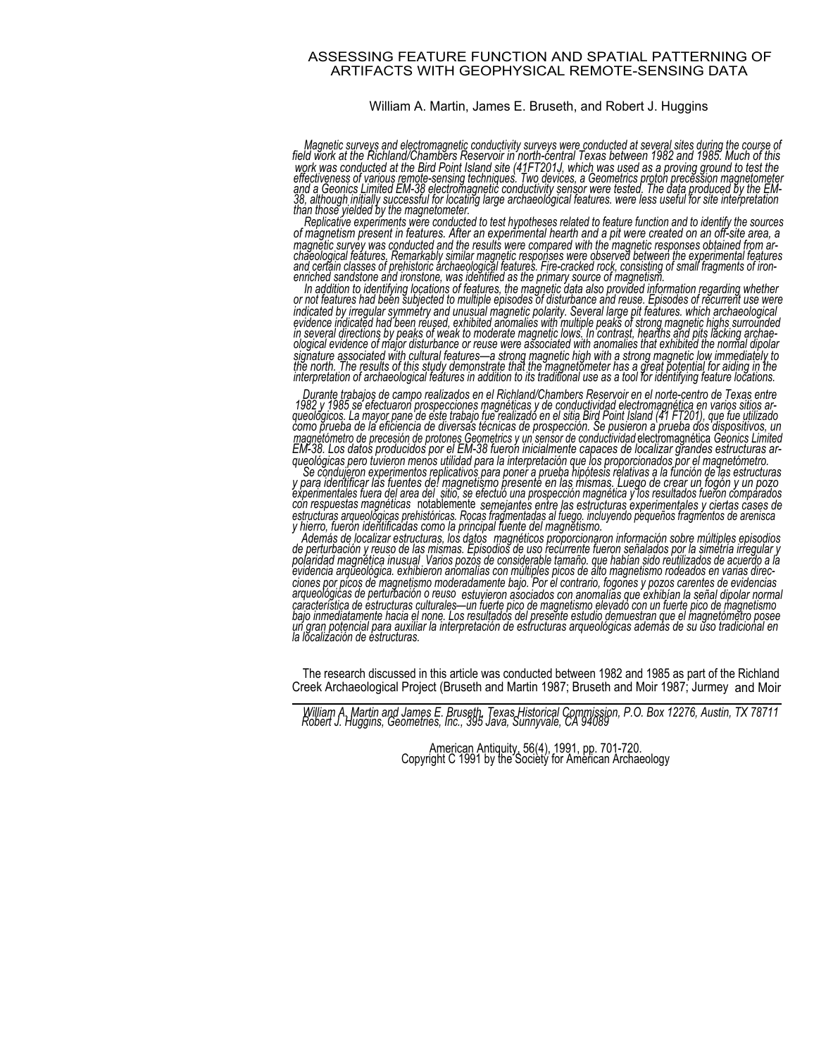# ASSESSING FEATURE FUNCTION AND SPATIAL PATTERNING OF ARTIFACTS WITH GEOPHYSICAL REMOTE-SENSING DATA

William A. Martin, James E. Bruseth, and Robert J. Huggins

*Magnetic surveys and electromagnetic conductivity surveys were conducted at several sites during the course of field work at the Richland/Chambers Reservoir in north-central Texas between 1982 and 1985. Much of this work was conducted at the Bird Point Island site (41FT201J, which was used as a proving ground to test the effectiveness of various remote-sensing techniques. Two devices, a Geometrics proton precession magnetometer and a Geonics Limited EM-38 electromagnetic conductivity sensor were tested. The data produced by the EM-38, although initially successful for locating large archaeological features. were less useful for site interpretation than those yielded by the magnetometer.*

*Replicative experiments were conducted to test hypotheses related to feature function and to identify the sources of magnetism present in features. After an experimental hearth and a pit were created on an off-site area, a magnetic survey was conducted and the results were compared with the magnetic responses obtained from archaeological features. Remarkably similar magnetic responses were observed between the experimental features and certain classes of prehistoric archaeological features. Fire-cracked rock, consisting of small fragments of iron-enriched sandstone and ironstone, was identified as the primary source of magnetism.*

*In addition to identifying locations of features, the magnetic data also provided information regarding whether or not features had been subjected to multiple episodes of disturbance and reuse. Episodes of recurrent use were indicated by irregular symmetry and unusual magnetic polarity. Several large pit features. which archaeological evidence indicated had been reused, exhibited anomalies with multiple peaks of strong magnetic highs surrounded in several directions by peaks of weak to moderate magnetic lows. In contrast, hearths and pits lacking archaeological evidence of major disturbance or reuse were associated with anomalies that exhibited the normal dipolar signature associated with cultural features—a strong magnetic high with a strong magnetic low immediately to the north. The results of this study demonstrate that the magnetometer has a great potential for aiding in the interpretation of archaeological features in addition to its traditional use as a tool for identifying feature locations.*

*Durante trabajos de campo realizados en el Richland/Chambers Reservoir en el norte-centro de Texas entre 1982 y 1985 se efectuaron prospecciones magnéticas y de conductividad electromagnética en varios sitios arqueológicos. La mayor pane de este trabajo fue realizado en el sitia Bird Point Island (41 FT201), que fue utilizado como prueba de la eficiencia de diversas técnicas de prospección. Se pusieron a prueba dos dispositivos, un magnetómetro de precesión de protones Geometrics y un sensor de conductividad* electromagnética *Geonics Limited EM-38. Los datos producidos por el EM-38 fueron inicialmente capaces de localizar grandes estructuras arqueológicas pero tuvieron menos utilidad para la interpretación que los proporcionados por el magnetómetro.*

*Se condujeron experimentos replicativos para poner a prueba hipótesis relativas a la función de las estructuras y para identificar las fuentes de! magnetismo presente en las mismas. Luego de crear un fogón y un pozo experimentales fuera del area del sitio, se efectuó una prospección magnética y los resultados fueron comparados con respuestas magnéticas* notablemente *semejantes entre las estructuras experimentales y ciertas cases de estructuras arqueológicas prehistóricas. Rocas fragmentadas al fuego. incluyendo pequeños fragmentos de arenisca y hierro, fueron identificadas como la principal fuente del magnetismo.*

*Además de localizar estructuras, los datos magnéticos proporcionaron información sobre múltiples episodios de perturbación y reuso de las mismas. Episodios de uso recurrente fueron señalados por la simetría irregular y polaridad magnética inusual Varios pozos de considerable tamaño. que habían sido reutilizados de acuerdo a la evidencia arqueológica. exhibieron anomalías con múltiples picos de alto magnetismo rodeados en varias direcciones por picos de magnetismo moderadamente bajo. Por el contrario, fogones y pozos carentes de evidencias arqueológicas de perturbación o reuso estuvieron asociados con anomalías que exhibían la señal dipolar normal característica de estructuras culturales—un fuerte pico de magnetismo elevado con un fuerte pico de magnetismo bajo inmediatamente hacia el none. Los resultados del presente estudio demuestran que el magnetómetro posee un gran potencial para auxiliar la interpretación de estructuras arqueológicas además de su uso tradicional en la localización de estructuras.*

The research discussed in this article was conducted between 1982 and 1985 as part of the Richland Creek Archaeological Project (Bruseth and Martin 1987; Bruseth and Moir 1987; Jurmey and Moir

---

*William A. Martin and James E. Bruseth, Texas Historical Commission, P.O. Box 12276, Austin, TX 78711*
*Robert J. Huggins, Geometries, Inc., 395 Java, Sunnyvale, CA 94089*

American Antiquity, 56(4), 1991, pp. 701-720.
Copyright C 1991 by the Society for American Archaeology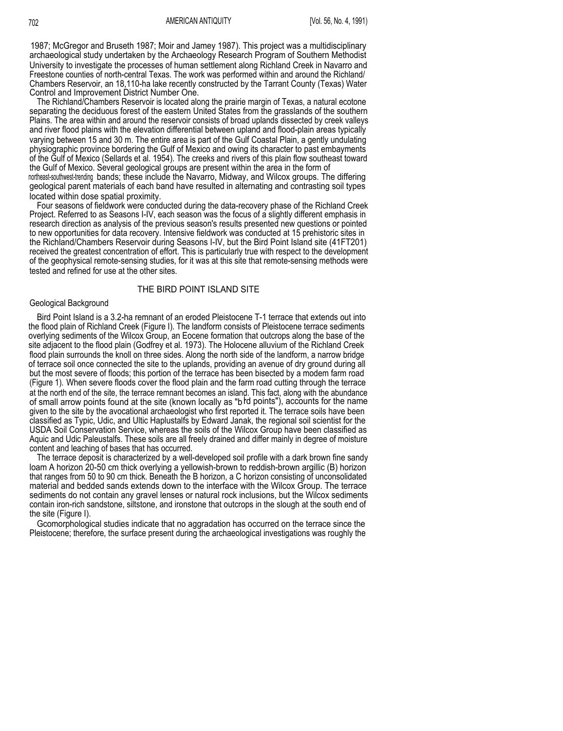1987; McGregor and Bruseth 1987; Moir and Jamey 1987). This project was a multidisciplinary archaeological study undertaken by the Archaeology Research Program of Southern Methodist University to investigate the processes of human settlement along Richland Creek in Navarro and Freestone counties of north-central Texas. The work was performed within and around the Richland/Chambers Reservoir, an 18,110-ha lake recently constructed by the Tarrant County (Texas) Water Control and Improvement District Number One.

The Richland/Chambers Reservoir is located along the prairie margin of Texas, a natural ecotone separating the deciduous forest of the eastern United States from the grasslands of the southern Plains. The area within and around the reservoir consists of broad uplands dissected by creek valleys and river flood plains with the elevation differential between upland and flood-plain areas typically varying between 15 and 30 m. The entire area is part of the Gulf Coastal Plain, a gently undulating physiographic province bordering the Gulf of Mexico and owing its character to past embayments of the Gulf of Mexico (Sellards et al. 1954). The creeks and rivers of this plain flow southeast toward the Gulf of Mexico. Several geological groups are present within the area in the form of northeast-southwest-trending bands; these include the Navarro, Midway, and Wilcox groups. The differing geological parent materials of each band have resulted in alternating and contrasting soil types located within dose spatial proximity.

Four seasons of fieldwork were conducted during the data-recovery phase of the Richland Creek Project. Referred to as Seasons I-IV, each season was the focus of a slightly different emphasis in research direction as analysis of the previous season's results presented new questions or pointed to new opportunities for data recovery. Intensive fieldwork was conducted at 15 prehistoric sites in the Richland/Chambers Reservoir during Seasons I-IV, but the Bird Point Island site (41FT201) received the greatest concentration of effort. This is particularly true with respect to the development of the geophysical remote-sensing studies, for it was at this site that remote-sensing methods were tested and refined for use at the other sites.

## THE BIRD POINT ISLAND SITE

### Geological Background

Bird Point Island is a 3.2-ha remnant of an eroded Pleistocene T-1 terrace that extends out into the flood plain of Richland Creek (Figure I). The landform consists of Pleistocene terrace sediments overlying sediments of the Wilcox Group, an Eocene formation that outcrops along the base of the site adjacent to the flood plain (Godfrey et al. 1973). The Holocene alluvium of the Richland Creek flood plain surrounds the knoll on three sides. Along the north side of the landform, a narrow bridge of terrace soil once connected the site to the uplands, providing an avenue of dry ground during all but the most severe of floods; this portion of the terrace has been bisected by a modem farm road (Figure 1). When severe floods cover the flood plain and the farm road cutting through the terrace at the north end of the site, the terrace remnant becomes an island. This fact, along with the abundance of small arrow points found at the site (known locally as "bird points"), accounts for the name given to the site by the avocational archaeologist who first reported it. The terrace soils have been classified as Typic, Udic, and Ultic Haplustalfs by Edward Janak, the regional soil scientist for the USDA Soil Conservation Service, whereas the soils of the Wilcox Group have been classified as Aquic and Udic Paleustalfs. These soils are all freely drained and differ mainly in degree of moisture content and leaching of bases that has occurred.

The terrace deposit is characterized by a well-developed soil profile with a dark brown fine sandy loam A horizon 20-50 cm thick overlying a yellowish-brown to reddish-brown argillic (B) horizon that ranges from 50 to 90 cm thick. Beneath the B horizon, a C horizon consisting of unconsolidated material and bedded sands extends down to the interface with the Wilcox Group. The terrace sediments do not contain any gravel lenses or natural rock inclusions, but the Wilcox sediments contain iron-rich sandstone, siltstone, and ironstone that outcrops in the slough at the south end of the site (Figure I).

Gcomorphological studies indicate that no aggradation has occurred on the terrace since the Pleistocene; therefore, the surface present during the archaeological investigations was roughly the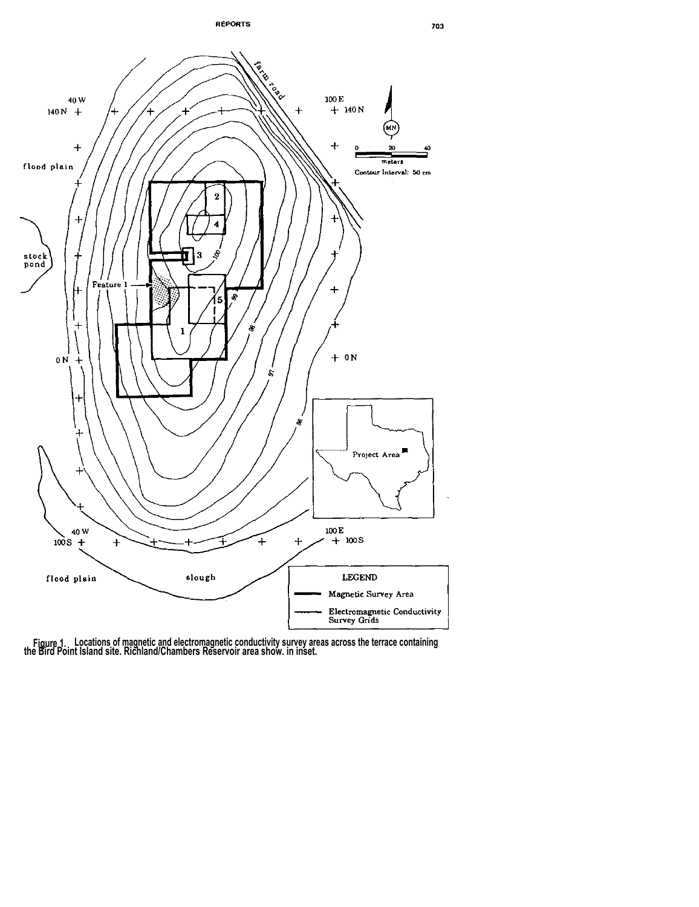Figure 1. Locations of magnetic and electromagnetic conductivity survey areas across the terrace containing the Bird Point Island site. Richland/Chambers Reservoir area show. in inset.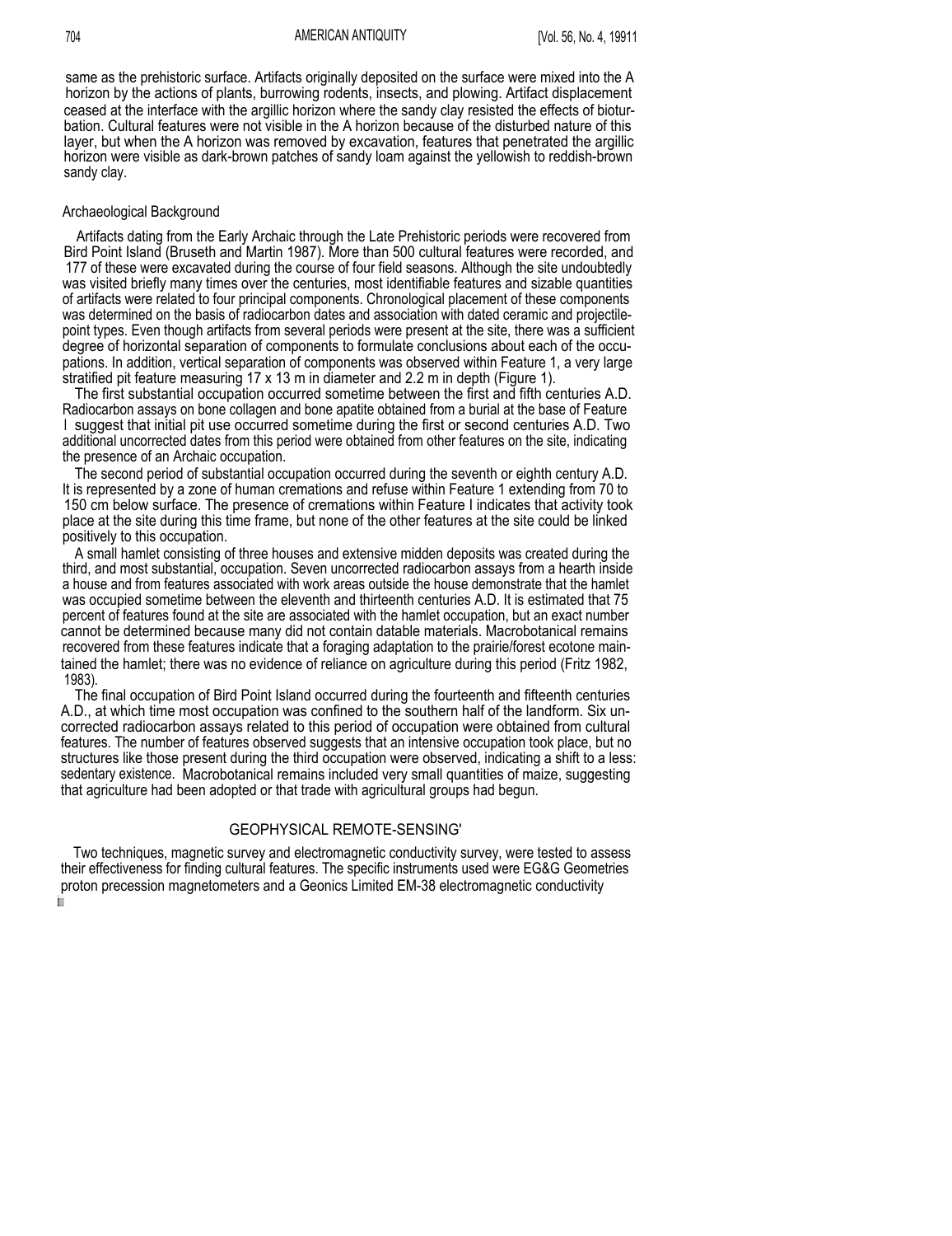same as the prehistoric surface. Artifacts originally deposited on the surface were mixed into the A horizon by the actions of plants, burrowing rodents, insects, and plowing. Artifact displacement ceased at the interface with the argillic horizon where the sandy clay resisted the effects of bioturbation. Cultural features were not visible in the A horizon because of the disturbed nature of this layer, but when the A horizon was removed by excavation, features that penetrated the argillic horizon were visible as dark-brown patches of sandy loam against the yellowish to reddish-brown sandy clay.

### Archaeological Background

Artifacts dating from the Early Archaic through the Late Prehistoric periods were recovered from Bird Point Island (Bruseth and Martin 1987). More than 500 cultural features were recorded, and 177 of these were excavated during the course of four field seasons. Although the site undoubtedly was visited briefly many times over the centuries, most identifiable features and sizable quantities of artifacts were related to four principal components. Chronological placement of these components was determined on the basis of radiocarbon dates and association with dated ceramic and projectile-point types. Even though artifacts from several periods were present at the site, there was a sufficient degree of horizontal separation of components to formulate conclusions about each of the occupations. In addition, vertical separation of components was observed within Feature 1, a very large stratified pit feature measuring 17 x 13 m in diameter and 2.2 m in depth (Figure 1).

The first substantial occupation occurred sometime between the first and fifth centuries A.D. Radiocarbon assays on bone collagen and bone apatite obtained from a burial at the base of Feature I suggest that initial pit use occurred sometime during the first or second centuries A.D. Two additional uncorrected dates from this period were obtained from other features on the site, indicating the presence of an Archaic occupation.

The second period of substantial occupation occurred during the seventh or eighth century A.D. It is represented by a zone of human cremations and refuse within Feature 1 extending from 70 to 150 cm below surface. The presence of cremations within Feature I indicates that activity took place at the site during this time frame, but none of the other features at the site could be linked positively to this occupation.

A small hamlet consisting of three houses and extensive midden deposits was created during the third, and most substantial, occupation. Seven uncorrected radiocarbon assays from a hearth inside a house and from features associated with work areas outside the house demonstrate that the hamlet was occupied sometime between the eleventh and thirteenth centuries A.D. It is estimated that 75 percent of features found at the site are associated with the hamlet occupation, but an exact number cannot be determined because many did not contain datable materials. Macrobotanical remains recovered from these features indicate that a foraging adaptation to the prairie/forest ecotone maintained the hamlet; there was no evidence of reliance on agriculture during this period (Fritz 1982, 1983).

The final occupation of Bird Point Island occurred during the fourteenth and fifteenth centuries A.D., at which time most occupation was confined to the southern half of the landform. Six uncorrected radiocarbon assays related to this period of occupation were obtained from cultural features. The number of features observed suggests that an intensive occupation took place, but no structures like those present during the third occupation were observed, indicating a shift to a less sedentary existence. Macrobotanical remains included very small quantities of maize, suggesting that agriculture had been adopted or that trade with agricultural groups had begun.

## GEOPHYSICAL REMOTE-SENSING'

Two techniques, magnetic survey and electromagnetic conductivity survey, were tested to assess their effectiveness for finding cultural features. The specific instruments used were EG&G Geometries proton precession magnetometers and a Geonics Limited EM-38 electromagnetic conductivity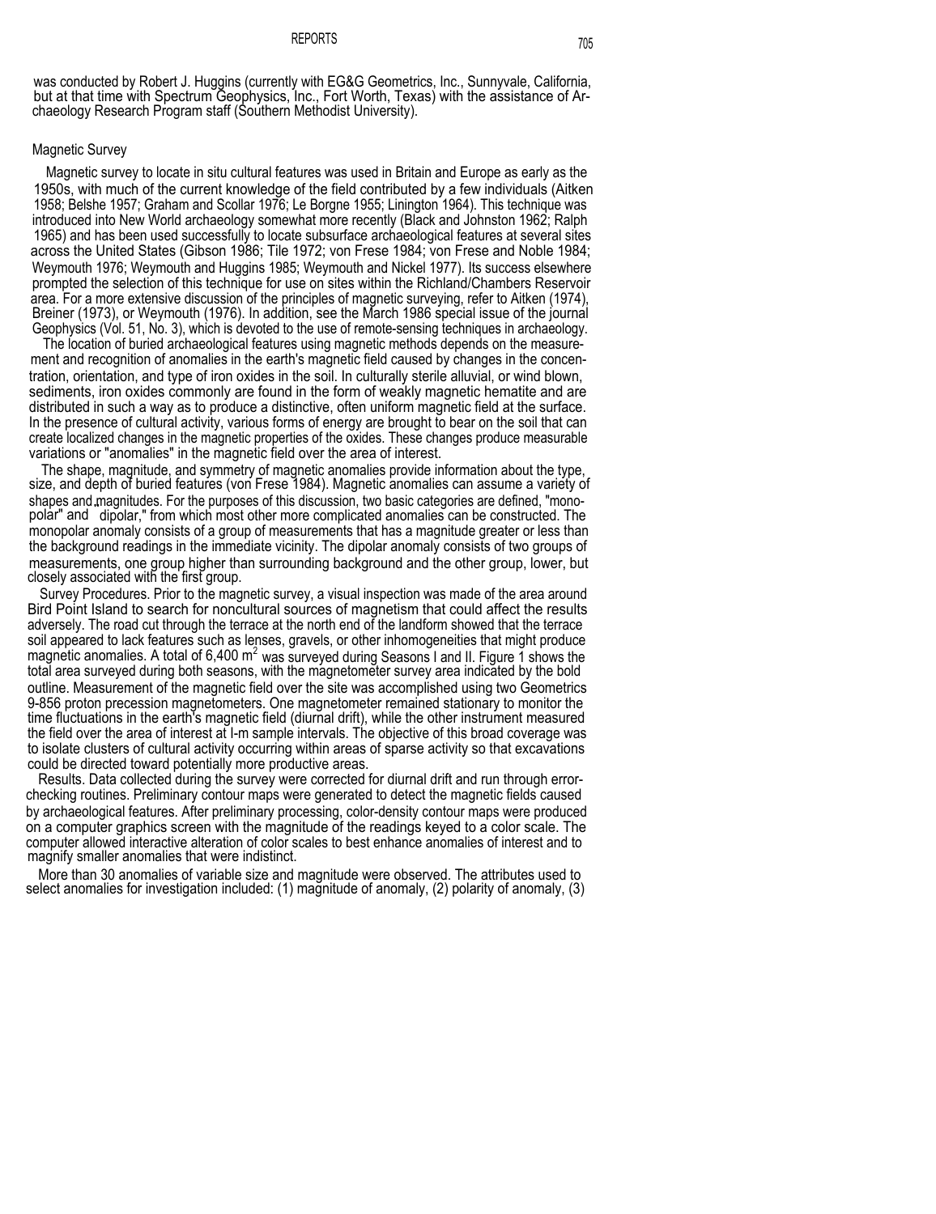was conducted by Robert J. Huggins (currently with EG&G Geometrics, Inc., Sunnyvale, California, but at that time with Spectrum Geophysics, Inc., Fort Worth, Texas) with the assistance of Archaeology Research Program staff (Southern Methodist University).

## Magnetic Survey

Magnetic survey to locate in situ cultural features was used in Britain and Europe as early as the 1950s, with much of the current knowledge of the field contributed by a few individuals (Aitken 1958; Belshe 1957; Graham and Scollar 1976; Le Borgne 1955; Linington 1964). This technique was introduced into New World archaeology somewhat more recently (Black and Johnston 1962; Ralph 1965) and has been used successfully to locate subsurface archaeological features at several sites across the United States (Gibson 1986; Tile 1972; von Frese 1984; von Frese and Noble 1984; Weymouth 1976; Weymouth and Huggins 1985; Weymouth and Nickel 1977). Its success elsewhere prompted the selection of this technique for use on sites within the Richland/Chambers Reservoir area. For a more extensive discussion of the principles of magnetic surveying, refer to Aitken (1974), Breiner (1973), or Weymouth (1976). In addition, see the March 1986 special issue of the journal Geophysics (Vol. 51, No. 3), which is devoted to the use of remote-sensing techniques in archaeology.

The location of buried archaeological features using magnetic methods depends on the measurement and recognition of anomalies in the earth's magnetic field caused by changes in the concentration, orientation, and type of iron oxides in the soil. In culturally sterile alluvial, or wind blown, sediments, iron oxides commonly are found in the form of weakly magnetic hematite and are distributed in such a way as to produce a distinctive, often uniform magnetic field at the surface. In the presence of cultural activity, various forms of energy are brought to bear on the soil that can create localized changes in the magnetic properties of the oxides. These changes produce measurable variations or "anomalies" in the magnetic field over the area of interest.

The shape, magnitude, and symmetry of magnetic anomalies provide information about the type, size, and depth of buried features (von Frese 1984). Magnetic anomalies can assume a variety of shapes and magnitudes. For the purposes of this discussion, two basic categories are defined, "monopolar" and "dipolar," from which most other more complicated anomalies can be constructed. The monopolar anomaly consists of a group of measurements that has a magnitude greater or less than the background readings in the immediate vicinity. The dipolar anomaly consists of two groups of measurements, one group higher than surrounding background and the other group, lower, but closely associated with the first group.

*Survey Procedures.* Prior to the magnetic survey, a visual inspection was made of the area around Bird Point Island to search for noncultural sources of magnetism that could affect the results adversely. The road cut through the terrace at the north end of the landform showed that the terrace soil appeared to lack features such as lenses, gravels, or other inhomogeneities that might produce magnetic anomalies. A total of 6,400 $m^2$ was surveyed during Seasons I and II. Figure 1 shows the total area surveyed during both seasons, with the magnetometer survey area indicated by the bold outline. Measurement of the magnetic field over the site was accomplished using two Geometrics 9-856 proton precession magnetometers. One magnetometer remained stationary to monitor the time fluctuations in the earth's magnetic field (diurnal drift), while the other instrument measured the field over the area of interest at 1-m sample intervals. The objective of this broad coverage was to isolate clusters of cultural activity occurring within areas of sparse activity so that excavations could be directed toward potentially more productive areas.

*Results.* Data collected during the survey were corrected for diurnal drift and run through error-checking routines. Preliminary contour maps were generated to detect the magnetic fields caused by archaeological features. After preliminary processing, color-density contour maps were produced on a computer graphics screen with the magnitude of the readings keyed to a color scale. The computer allowed interactive alteration of color scales to best enhance anomalies of interest and to magnify smaller anomalies that were indistinct.

More than 30 anomalies of variable size and magnitude were observed. The attributes used to select anomalies for investigation included: (1) magnitude of anomaly, (2) polarity of anomaly, (3)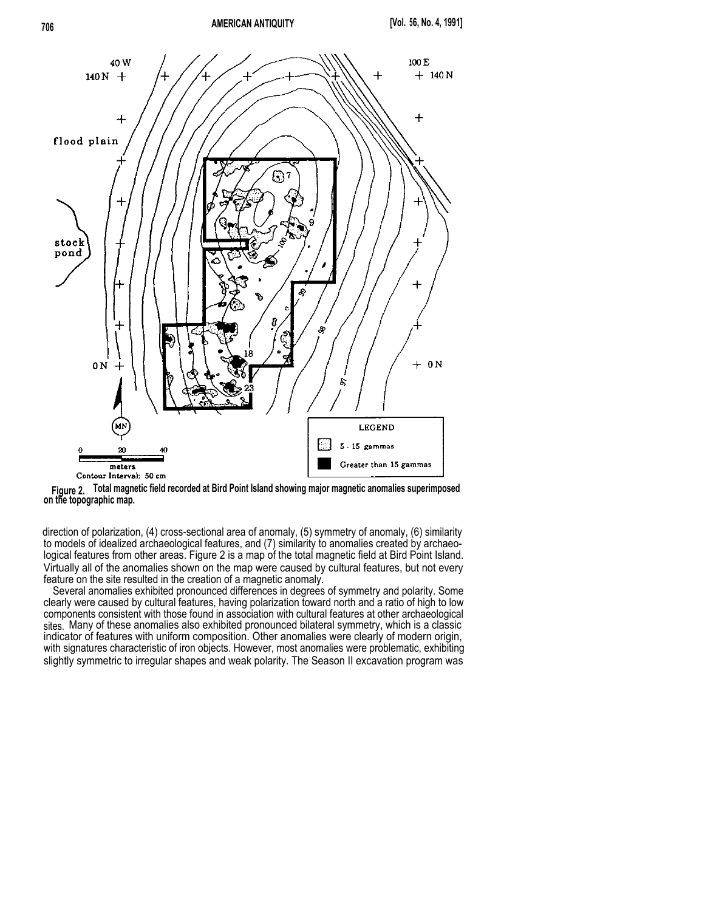Figure 2. Total magnetic field recorded at Bird Point Island showing major magnetic anomalies superimposed on the topographic map.

direction of polarization, (4) cross-sectional area of anomaly, (5) symmetry of anomaly, (6) similarity to models of idealized archaeological features, and (7) similarity to anomalies created by archaeological features from other areas. Figure 2 is a map of the total magnetic field at Bird Point Island. Virtually all of the anomalies shown on the map were caused by cultural features, but not every feature on the site resulted in the creation of a magnetic anomaly.

Several anomalies exhibited pronounced differences in degrees of symmetry and polarity. Some clearly were caused by cultural features, having polarization toward north and a ratio of high to low components consistent with those found in association with cultural features at other archaeological sites. Many of these anomalies also exhibited pronounced bilateral symmetry, which is a classic indicator of features with uniform composition. Other anomalies were clearly of modern origin, with signatures characteristic of iron objects. However, most anomalies were problematic, exhibiting slightly symmetric to irregular shapes and weak polarity. The Season II excavation program was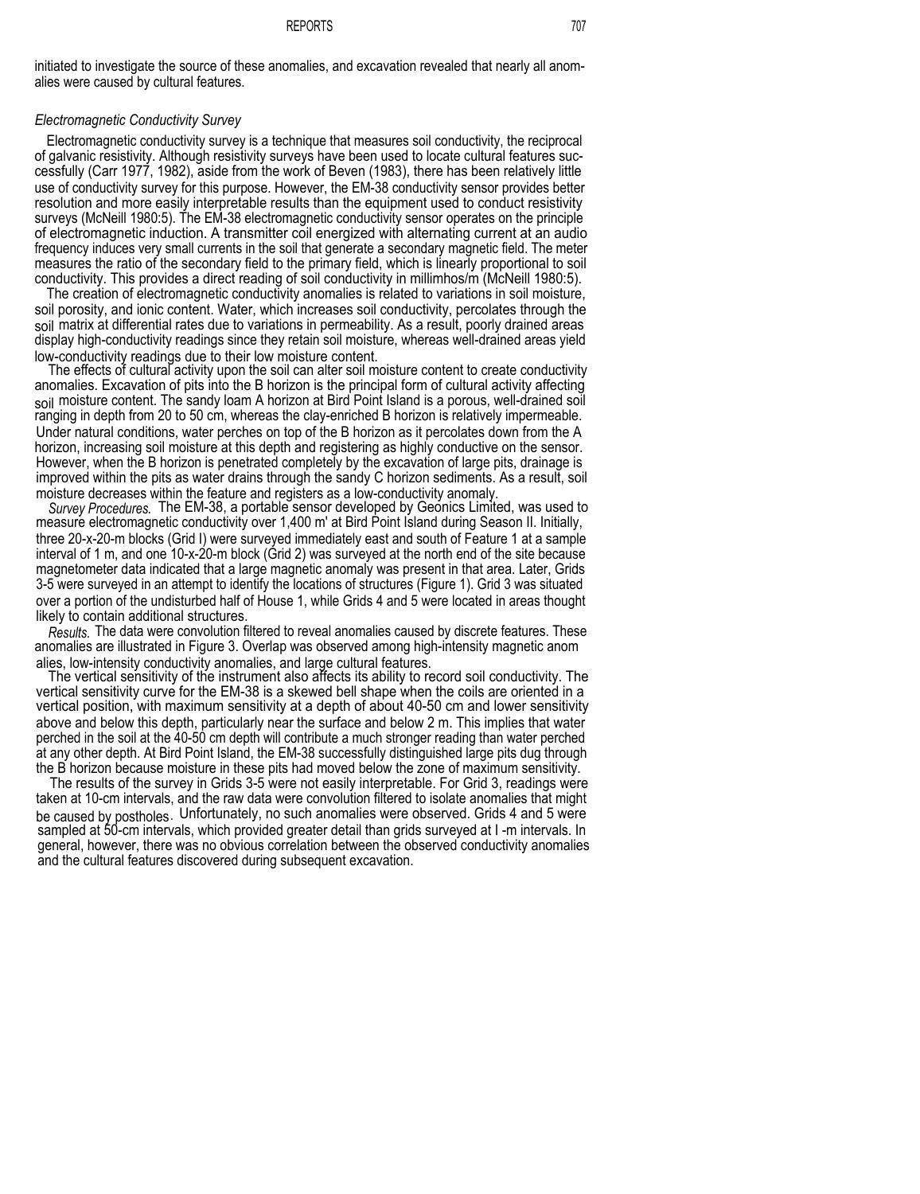initiated to investigate the source of these anomalies, and excavation revealed that nearly all anomalies were caused by cultural features.

### *Electromagnetic Conductivity Survey*

Electromagnetic conductivity survey is a technique that measures soil conductivity, the reciprocal of galvanic resistivity. Although resistivity surveys have been used to locate cultural features successfully (Carr 1977, 1982), aside from the work of Beven (1983), there has been relatively little use of conductivity survey for this purpose. However, the EM-38 conductivity sensor provides better resolution and more easily interpretable results than the equipment used to conduct resistivity surveys (McNeill 1980:5). The EM-38 electromagnetic conductivity sensor operates on the principle of electromagnetic induction. A transmitter coil energized with alternating current at an audio frequency induces very small currents in the soil that generate a secondary magnetic field. The meter measures the ratio of the secondary field to the primary field, which is linearly proportional to soil conductivity. This provides a direct reading of soil conductivity in millimhos/m (McNeill 1980:5).

The creation of electromagnetic conductivity anomalies is related to variations in soil moisture, soil porosity, and ionic content. Water, which increases soil conductivity, percolates through the soil matrix at differential rates due to variations in permeability. As a result, poorly drained areas display high-conductivity readings since they retain soil moisture, whereas well-drained areas yield low-conductivity readings due to their low moisture content.

The effects of cultural activity upon the soil can alter soil moisture content to create conductivity anomalies. Excavation of pits into the B horizon is the principal form of cultural activity affecting soil moisture content. The sandy loam A horizon at Bird Point Island is a porous, well-drained soil ranging in depth from 20 to 50 cm, whereas the clay-enriched B horizon is relatively impermeable. Under natural conditions, water perches on top of the B horizon as it percolates down from the A horizon, increasing soil moisture at this depth and registering as highly conductive on the sensor. However, when the B horizon is penetrated completely by the excavation of large pits, drainage is improved within the pits as water drains through the sandy C horizon sediments. As a result, soil moisture decreases within the feature and registers as a low-conductivity anomaly.

*Survey Procedures.* The EM-38, a portable sensor developed by Geonics Limited, was used to measure electromagnetic conductivity over 1,400 m' at Bird Point Island during Season II. Initially, three 20-x-20-m blocks (Grid I) were surveyed immediately east and south of Feature 1 at a sample interval of 1 m, and one 10-x-20-m block (Grid 2) was surveyed at the north end of the site because magnetometer data indicated that a large magnetic anomaly was present in that area. Later, Grids 3-5 were surveyed in an attempt to identify the locations of structures (Figure 1). Grid 3 was situated over a portion of the undisturbed half of House 1, while Grids 4 and 5 were located in areas thought likely to contain additional structures.

*Results.* The data were convolution filtered to reveal anomalies caused by discrete features. These anomalies are illustrated in Figure 3. Overlap was observed among high-intensity magnetic anomalies, low-intensity conductivity anomalies, and large cultural features.

The vertical sensitivity of the instrument also affects its ability to record soil conductivity. The vertical sensitivity curve for the EM-38 is a skewed bell shape when the coils are oriented in a vertical position, with maximum sensitivity at a depth of about 40-50 cm and lower sensitivity above and below this depth, particularly near the surface and below 2 m. This implies that water perched in the soil at the 40-50 cm depth will contribute a much stronger reading than water perched at any other depth. At Bird Point Island, the EM-38 successfully distinguished large pits dug through the B horizon because moisture in these pits had moved below the zone of maximum sensitivity.

The results of the survey in Grids 3-5 were not easily interpretable. For Grid 3, readings were taken at 10-cm intervals, and the raw data were convolution filtered to isolate anomalies that might be caused by postholes. Unfortunately, no such anomalies were observed. Grids 4 and 5 were sampled at 50-cm intervals, which provided greater detail than grids surveyed at I -m intervals. In general, however, there was no obvious correlation between the observed conductivity anomalies and the cultural features discovered during subsequent excavation.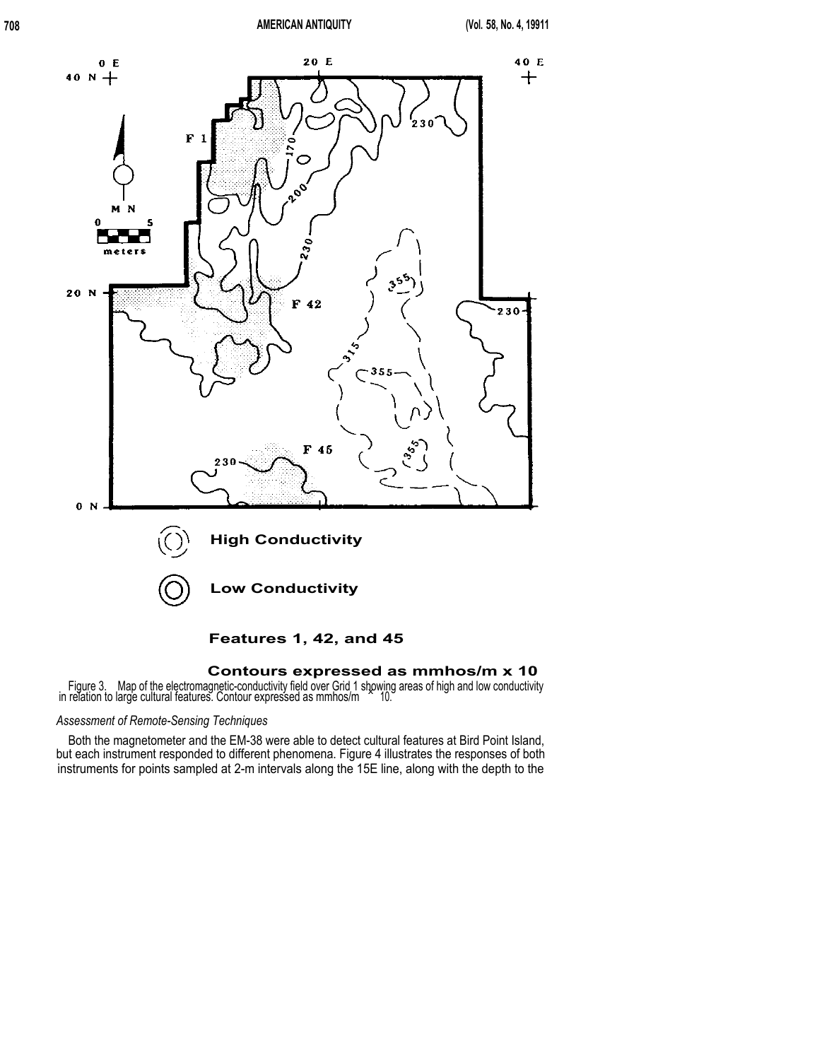Figure 3. Map of the electromagnetic-conductivity field over Grid 1 showing areas of high and low conductivity in relation to large cultural features. Contour expressed as mmhos/m × 10.

*Assessment of Remote-Sensing Techniques*

Both the magnetometer and the EM-38 were able to detect cultural features at Bird Point Island, but each instrument responded to different phenomena. Figure 4 illustrates the responses of both instruments for points sampled at 2-m intervals along the 15E line, along with the depth to the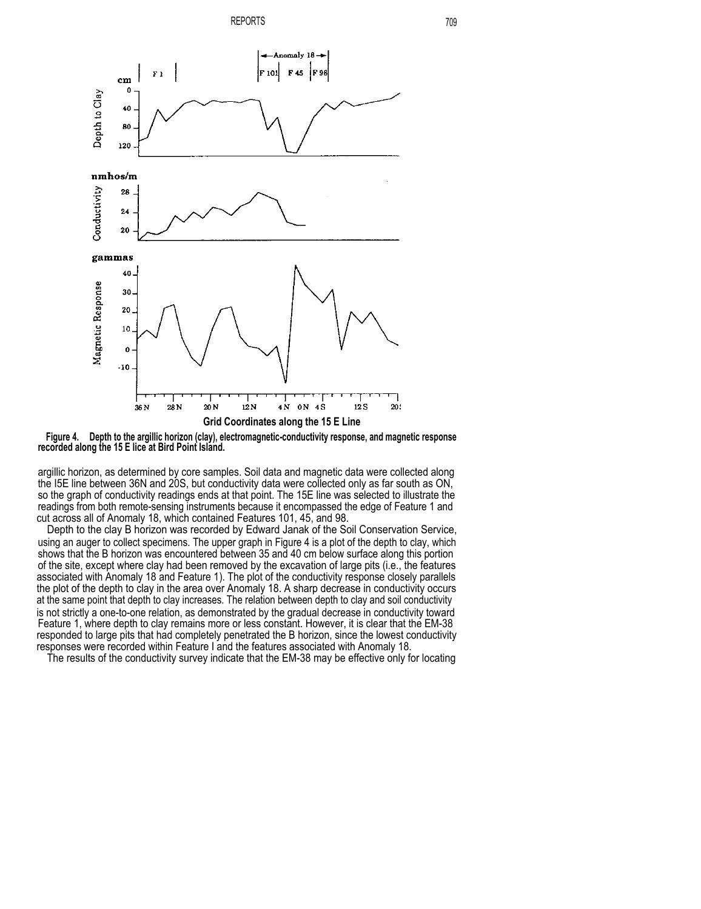**Figure 4. Depth to the argillic horizon (clay), electromagnetic-conductivity response, and magnetic response recorded along the 15 E lice at Bird Point Island.**

argillic horizon, as determined by core samples. Soil data and magnetic data were collected along the I5E line between 36N and 20S, but conductivity data were collected only as far south as ON, so the graph of conductivity readings ends at that point. The 15E line was selected to illustrate the readings from both remote-sensing instruments because it encompassed the edge of Feature 1 and cut across all of Anomaly 18, which contained Features 101, 45, and 98.

Depth to the clay B horizon was recorded by Edward Janak of the Soil Conservation Service, using an auger to collect specimens. The upper graph in Figure 4 is a plot of the depth to clay, which shows that the B horizon was encountered between 35 and 40 cm below surface along this portion of the site, except where clay had been removed by the excavation of large pits (i.e., the features associated with Anomaly 18 and Feature 1). The plot of the conductivity response closely parallels the plot of the depth to clay in the area over Anomaly 18. A sharp decrease in conductivity occurs at the same point that depth to clay increases. The relation between depth to clay and soil conductivity is not strictly a one-to-one relation, as demonstrated by the gradual decrease in conductivity toward Feature 1, where depth to clay remains more or less constant. However, it is clear that the EM-38 responded to large pits that had completely penetrated the B horizon, since the lowest conductivity responses were recorded within Feature I and the features associated with Anomaly 18.

The results of the conductivity survey indicate that the EM-38 may be effective only for locating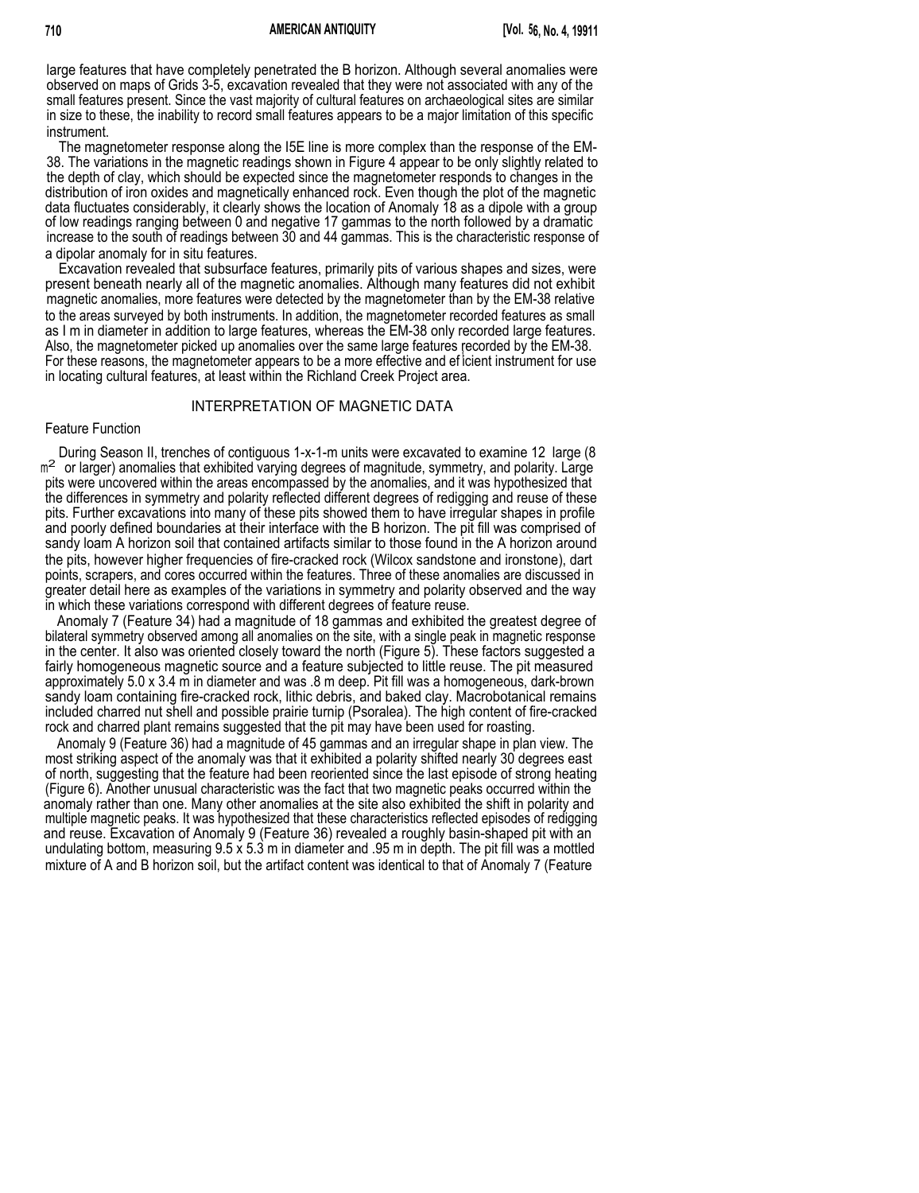large features that have completely penetrated the B horizon. Although several anomalies were observed on maps of Grids 3-5, excavation revealed that they were not associated with any of the small features present. Since the vast majority of cultural features on archaeological sites are similar in size to these, the inability to record small features appears to be a major limitation of this specific instrument.

The magnetometer response along the I5E line is more complex than the response of the EM-38. The variations in the magnetic readings shown in Figure 4 appear to be only slightly related to the depth of clay, which should be expected since the magnetometer responds to changes in the distribution of iron oxides and magnetically enhanced rock. Even though the plot of the magnetic data fluctuates considerably, it clearly shows the location of Anomaly 18 as a dipole with a group of low readings ranging between 0 and negative 17 gammas to the north followed by a dramatic increase to the south of readings between 30 and 44 gammas. This is the characteristic response of a dipolar anomaly for in situ features.

Excavation revealed that subsurface features, primarily pits of various shapes and sizes, were present beneath nearly all of the magnetic anomalies. Although many features did not exhibit magnetic anomalies, more features were detected by the magnetometer than by the EM-38 relative to the areas surveyed by both instruments. In addition, the magnetometer recorded features as small as I m in diameter in addition to large features, whereas the EM-38 only recorded large features. Also, the magnetometer picked up anomalies over the same large features recorded by the EM-38. For these reasons, the magnetometer appears to be a more effective and efficient instrument for use in locating cultural features, at least within the Richland Creek Project area.

## INTERPRETATION OF MAGNETIC DATA

### Feature Function

During Season II, trenches of contiguous 1-x-1-m units were excavated to examine 12 large (8 $m^2$ or larger) anomalies that exhibited varying degrees of magnitude, symmetry, and polarity. Large pits were uncovered within the areas encompassed by the anomalies, and it was hypothesized that the differences in symmetry and polarity reflected different degrees of redigging and reuse of these pits. Further excavations into many of these pits showed them to have irregular shapes in profile and poorly defined boundaries at their interface with the B horizon. The pit fill was comprised of sandy loam A horizon soil that contained artifacts similar to those found in the A horizon around the pits, however higher frequencies of fire-cracked rock (Wilcox sandstone and ironstone), dart points, scrapers, and cores occurred within the features. Three of these anomalies are discussed in greater detail here as examples of the variations in symmetry and polarity observed and the way in which these variations correspond with different degrees of feature reuse.

Anomaly 7 (Feature 34) had a magnitude of 18 gammas and exhibited the greatest degree of bilateral symmetry observed among all anomalies on the site, with a single peak in magnetic response in the center. It also was oriented closely toward the north (Figure 5). These factors suggested a fairly homogeneous magnetic source and a feature subjected to little reuse. The pit measured approximately 5.0 x 3.4 m in diameter and was .8 m deep. Pit fill was a homogeneous, dark-brown sandy loam containing fire-cracked rock, lithic debris, and baked clay. Macrobotanical remains included charred nut shell and possible prairie turnip (*Psoralea*). The high content of fire-cracked rock and charred plant remains suggested that the pit may have been used for roasting.

Anomaly 9 (Feature 36) had a magnitude of 45 gammas and an irregular shape in plan view. The most striking aspect of the anomaly was that it exhibited a polarity shifted nearly 30 degrees east of north, suggesting that the feature had been reoriented since the last episode of strong heating (Figure 6). Another unusual characteristic was the fact that two magnetic peaks occurred within the anomaly rather than one. Many other anomalies at the site also exhibited the shift in polarity and multiple magnetic peaks. It was hypothesized that these characteristics reflected episodes of redigging and reuse. Excavation of Anomaly 9 (Feature 36) revealed a roughly basin-shaped pit with an undulating bottom, measuring 9.5 x 5.3 m in diameter and .95 m in depth. The pit fill was a mottled mixture of A and B horizon soil, but the artifact content was identical to that of Anomaly 7 (Feature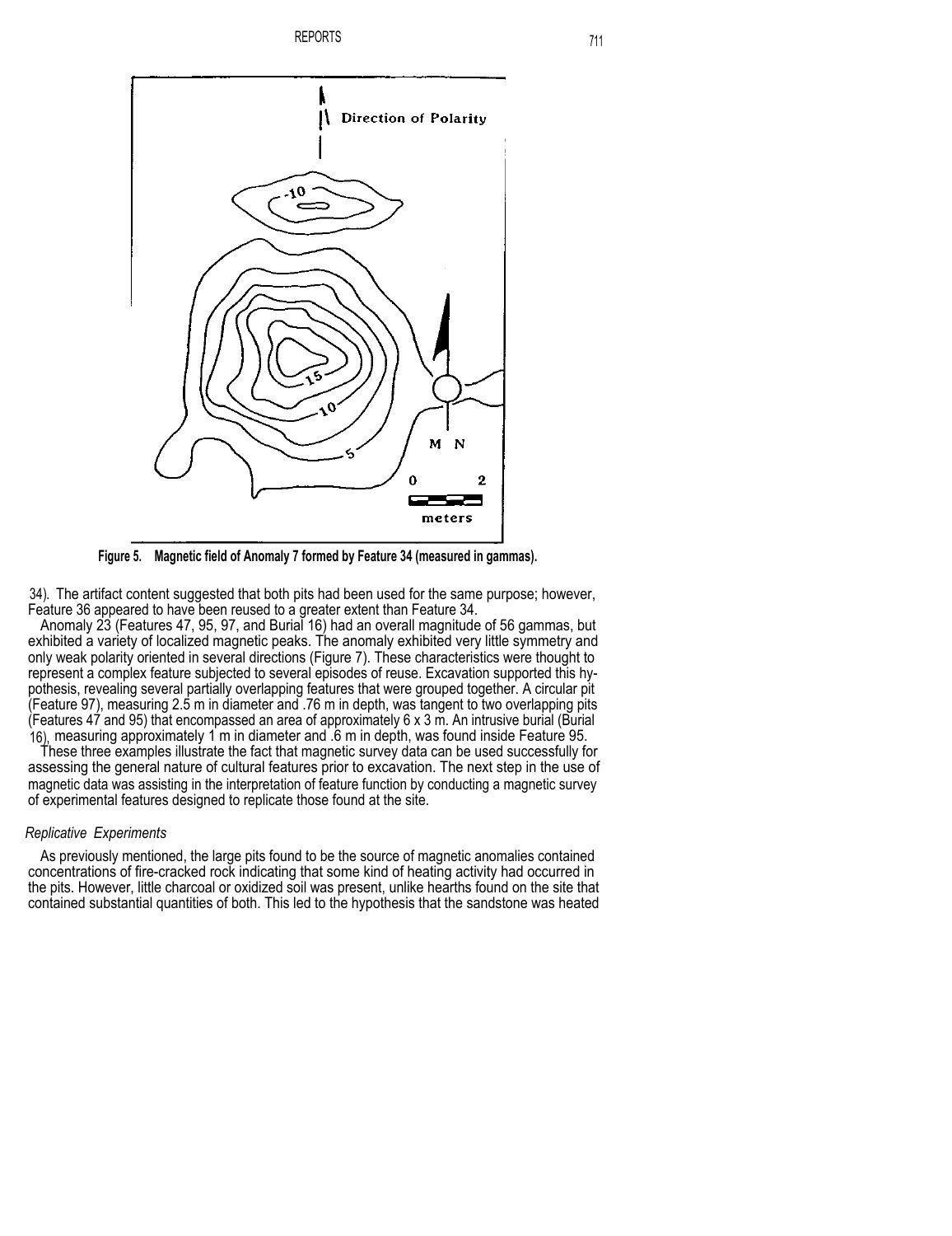Figure 5. Magnetic field of Anomaly 7 formed by Feature 34 (measured in gammas).

34). The artifact content suggested that both pits had been used for the same purpose; however, Feature 36 appeared to have been reused to a greater extent than Feature 34.

Anomaly 23 (Features 47, 95, 97, and Burial 16) had an overall magnitude of 56 gammas, but exhibited a variety of localized magnetic peaks. The anomaly exhibited very little symmetry and only weak polarity oriented in several directions (Figure 7). These characteristics were thought to represent a complex feature subjected to several episodes of reuse. Excavation supported this hypothesis, revealing several partially overlapping features that were grouped together. A circular pit (Feature 97), measuring 2.5 m in diameter and .76 m in depth, was tangent to two overlapping pits (Features 47 and 95) that encompassed an area of approximately 6 x 3 m. An intrusive burial (Burial 16), measuring approximately 1 m in diameter and .6 m in depth, was found inside Feature 95.

These three examples illustrate the fact that magnetic survey data can be used successfully for assessing the general nature of cultural features prior to excavation. The next step in the use of magnetic data was assisting in the interpretation of feature function by conducting a magnetic survey of experimental features designed to replicate those found at the site.

### *Replicative Experiments*

As previously mentioned, the large pits found to be the source of magnetic anomalies contained concentrations of fire-cracked rock indicating that some kind of heating activity had occurred in the pits. However, little charcoal or oxidized soil was present, unlike hearths found on the site that contained substantial quantities of both. This led to the hypothesis that the sandstone was heated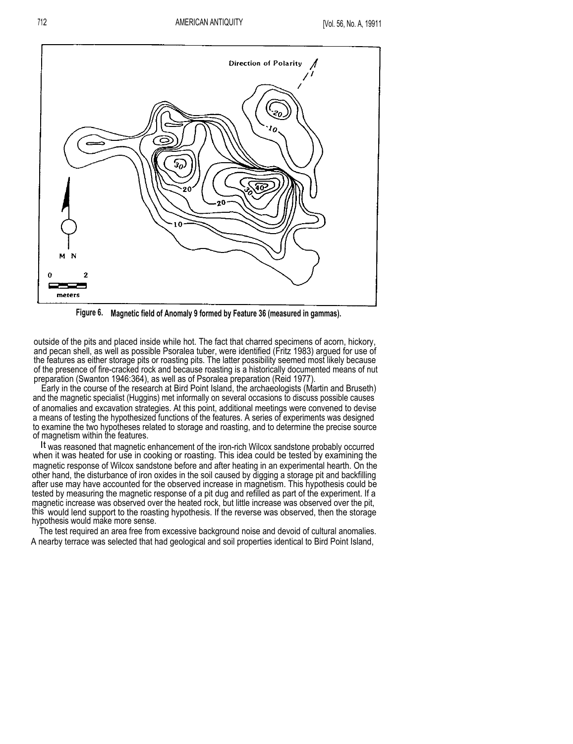Figure 6. Magnetic field of Anomaly 9 formed by Feature 36 (measured in gammas).

outside of the pits and placed inside while hot. The fact that charred specimens of acorn, hickory, and pecan shell, as well as possible Psoralea tuber, were identified (Fritz 1983) argued for use of the features as either storage pits or roasting pits. The latter possibility seemed most likely because of the presence of fire-cracked rock and because roasting is a historically documented means of nut preparation (Swanton 1946:364), as well as of Psoralea preparation (Reid 1977).

Early in the course of the research at Bird Point Island, the archaeologists (Martin and Bruseth) and the magnetic specialist (Huggins) met informally on several occasions to discuss possible causes of anomalies and excavation strategies. At this point, additional meetings were convened to devise a means of testing the hypothesized functions of the features. A series of experiments was designed to examine the two hypotheses related to storage and roasting, and to determine the precise source of magnetism within the features.

It was reasoned that magnetic enhancement of the iron-rich Wilcox sandstone probably occurred when it was heated for use in cooking or roasting. This idea could be tested by examining the magnetic response of Wilcox sandstone before and after heating in an experimental hearth. On the other hand, the disturbance of iron oxides in the soil caused by digging a storage pit and backfilling after use may have accounted for the observed increase in magnetism. This hypothesis could be tested by measuring the magnetic response of a pit dug and refilled as part of the experiment. If a magnetic increase was observed over the heated rock, but little increase was observed over the pit, this would lend support to the roasting hypothesis. If the reverse was observed, then the storage hypothesis would make more sense.

The test required an area free from excessive background noise and devoid of cultural anomalies. A nearby terrace was selected that had geological and soil properties identical to Bird Point Island,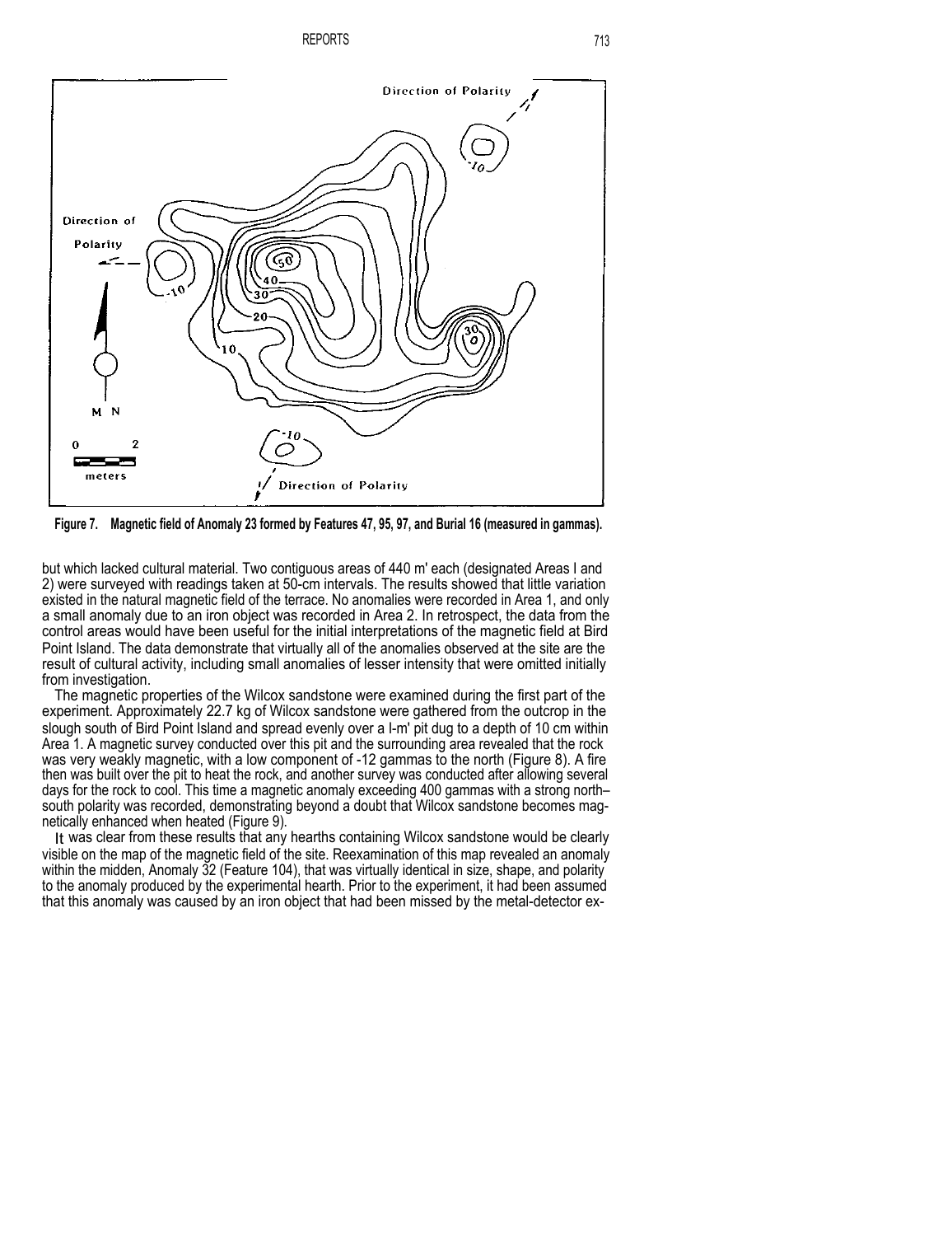Figure 7. Magnetic field of Anomaly 23 formed by Features 47, 95, 97, and Burial 16 (measured in gammas).

but which lacked cultural material. Two contiguous areas of 440 m' each (designated Areas I and 2) were surveyed with readings taken at 50-cm intervals. The results showed that little variation existed in the natural magnetic field of the terrace. No anomalies were recorded in Area 1, and only a small anomaly due to an iron object was recorded in Area 2. In retrospect, the data from the control areas would have been useful for the initial interpretations of the magnetic field at Bird Point Island. The data demonstrate that virtually all of the anomalies observed at the site are the result of cultural activity, including small anomalies of lesser intensity that were omitted initially from investigation.

The magnetic properties of the Wilcox sandstone were examined during the first part of the experiment. Approximately 22.7 kg of Wilcox sandstone were gathered from the outcrop in the slough south of Bird Point Island and spread evenly over a l-m' pit dug to a depth of 10 cm within Area 1. A magnetic survey conducted over this pit and the surrounding area revealed that the rock was very weakly magnetic, with a low component of -12 gammas to the north (Figure 8). A fire then was built over the pit to heat the rock, and another survey was conducted after allowing several days for the rock to cool. This time a magnetic anomaly exceeding 400 gammas with a strong north–south polarity was recorded, demonstrating beyond a doubt that Wilcox sandstone becomes magnetically enhanced when heated (Figure 9).

It was clear from these results that any hearths containing Wilcox sandstone would be clearly visible on the map of the magnetic field of the site. Reexamination of this map revealed an anomaly within the midden, Anomaly 32 (Feature 104), that was virtually identical in size, shape, and polarity to the anomaly produced by the experimental hearth. Prior to the experiment, it had been assumed that this anomaly was caused by an iron object that had been missed by the metal-detector ex-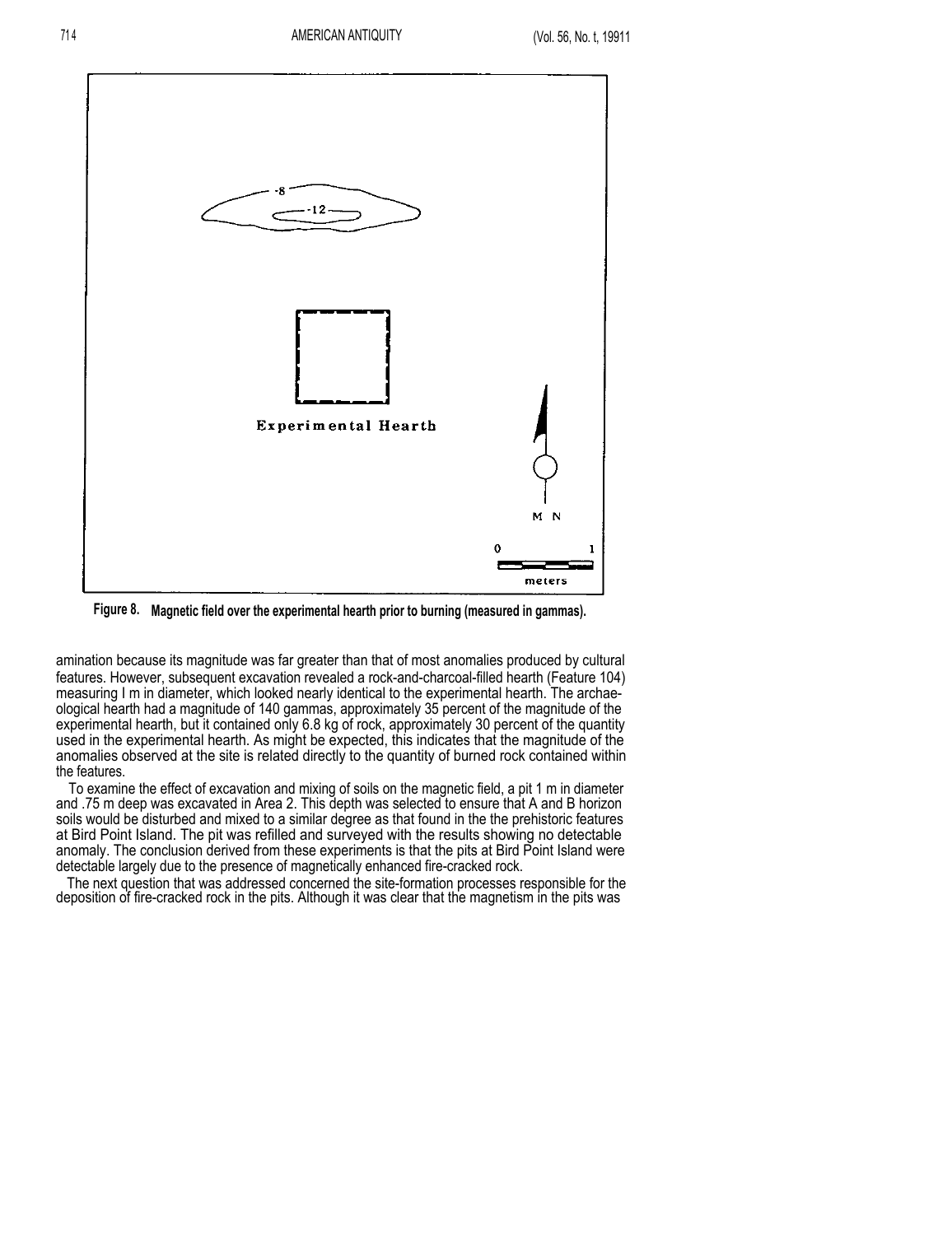Figure 8. Magnetic field over the experimental hearth prior to burning (measured in gammas).

amination because its magnitude was far greater than that of most anomalies produced by cultural features. However, subsequent excavation revealed a rock-and-charcoal-filled hearth (Feature 104) measuring I m in diameter, which looked nearly identical to the experimental hearth. The archaeological hearth had a magnitude of 140 gammas, approximately 35 percent of the magnitude of the experimental hearth, but it contained only 6.8 kg of rock, approximately 30 percent of the quantity used in the experimental hearth. As might be expected, this indicates that the magnitude of the anomalies observed at the site is related directly to the quantity of burned rock contained within the features.

To examine the effect of excavation and mixing of soils on the magnetic field, a pit 1 m in diameter and .75 m deep was excavated in Area 2. This depth was selected to ensure that A and B horizon soils would be disturbed and mixed to a similar degree as that found in the the prehistoric features at Bird Point Island. The pit was refilled and surveyed with the results showing no detectable anomaly. The conclusion derived from these experiments is that the pits at Bird Point Island were detectable largely due to the presence of magnetically enhanced fire-cracked rock.

The next question that was addressed concerned the site-formation processes responsible for the deposition of fire-cracked rock in the pits. Although it was clear that the magnetism in the pits was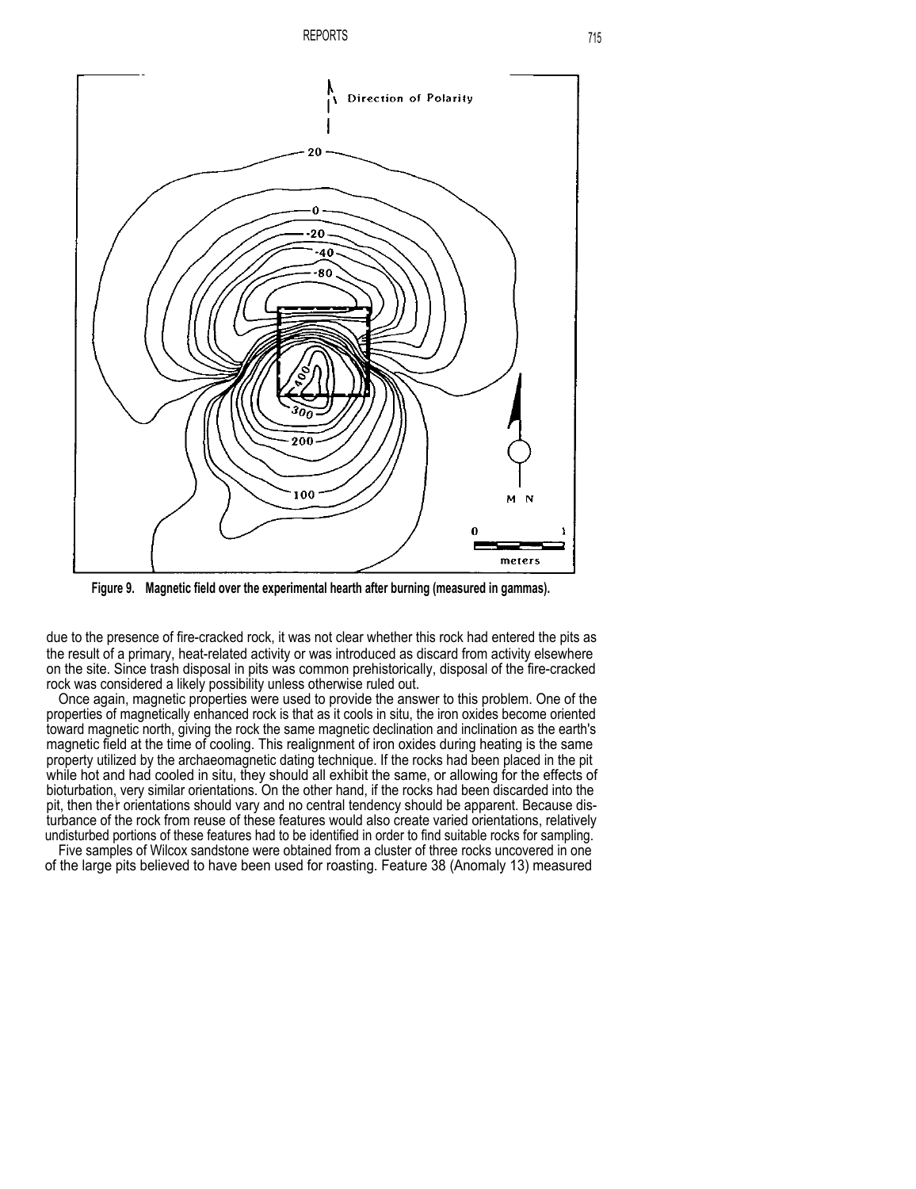**Figure 9. Magnetic field over the experimental hearth after burning (measured in gammas).**

due to the presence of fire-cracked rock, it was not clear whether this rock had entered the pits as the result of a primary, heat-related activity or was introduced as discard from activity elsewhere on the site. Since trash disposal in pits was common prehistorically, disposal of the fire-cracked rock was considered a likely possibility unless otherwise ruled out.

Once again, magnetic properties were used to provide the answer to this problem. One of the properties of magnetically enhanced rock is that as it cools in situ, the iron oxides become oriented toward magnetic north, giving the rock the same magnetic declination and inclination as the earth's magnetic field at the time of cooling. This realignment of iron oxides during heating is the same property utilized by the archaeomagnetic dating technique. If the rocks had been placed in the pit while hot and had cooled in situ, they should all exhibit the same, or allowing for the effects of bioturbation, very similar orientations. On the other hand, if the rocks had been discarded into the pit, then their orientations should vary and no central tendency should be apparent. Because disturbance of the rock from reuse of these features would also create varied orientations, relatively undisturbed portions of these features had to be identified in order to find suitable rocks for sampling.

Five samples of Wilcox sandstone were obtained from a cluster of three rocks uncovered in one of the large pits believed to have been used for roasting. Feature 38 (Anomaly 13) measured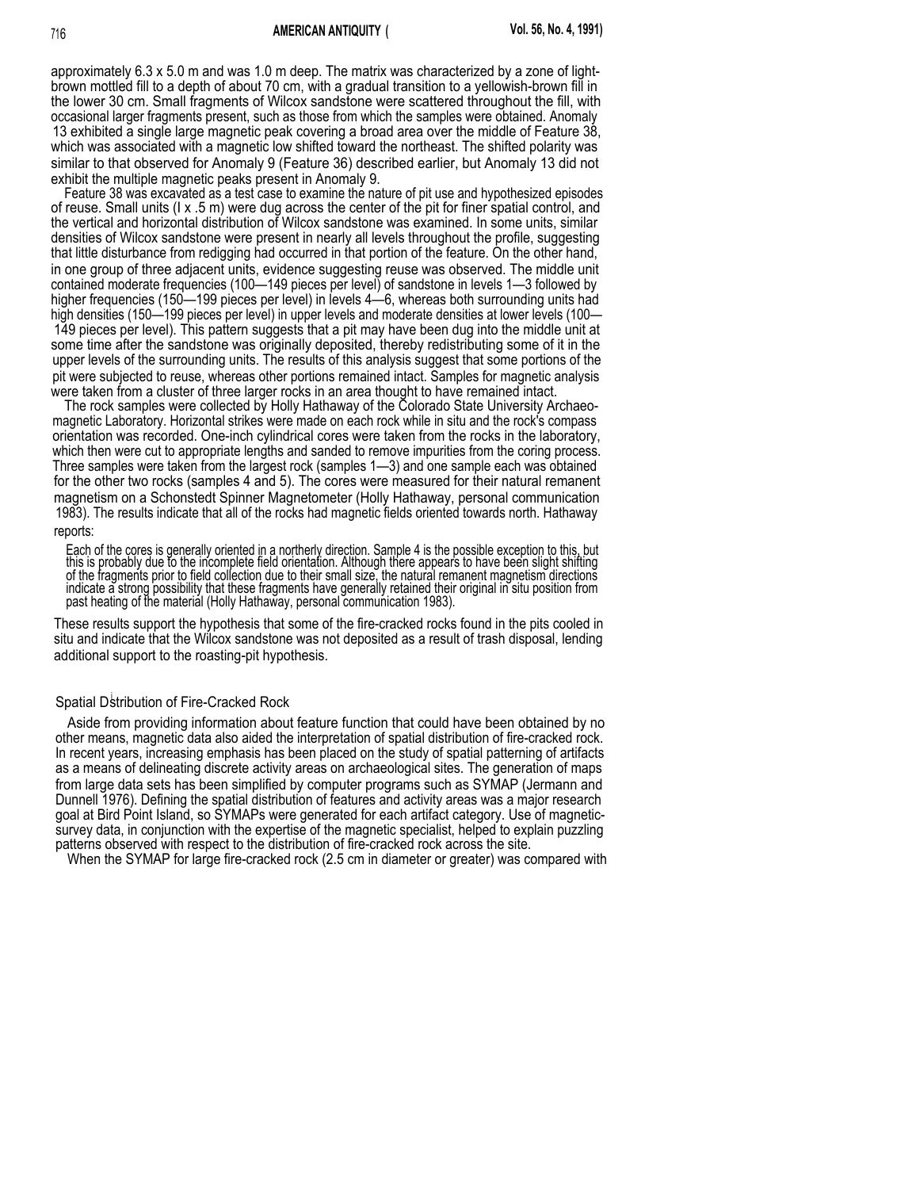approximately 6.3 x 5.0 m and was 1.0 m deep. The matrix was characterized by a zone of light-brown mottled fill to a depth of about 70 cm, with a gradual transition to a yellowish-brown fill in the lower 30 cm. Small fragments of Wilcox sandstone were scattered throughout the fill, with occasional larger fragments present, such as those from which the samples were obtained. Anomaly 13 exhibited a single large magnetic peak covering a broad area over the middle of Feature 38, which was associated with a magnetic low shifted toward the northeast. The shifted polarity was similar to that observed for Anomaly 9 (Feature 36) described earlier, but Anomaly 13 did not exhibit the multiple magnetic peaks present in Anomaly 9.

Feature 38 was excavated as a test case to examine the nature of pit use and hypothesized episodes of reuse. Small units (l x .5 m) were dug across the center of the pit for finer spatial control, and the vertical and horizontal distribution of Wilcox sandstone was examined. In some units, similar densities of Wilcox sandstone were present in nearly all levels throughout the profile, suggesting that little disturbance from redigging had occurred in that portion of the feature. On the other hand, in one group of three adjacent units, evidence suggesting reuse was observed. The middle unit contained moderate frequencies (100—149 pieces per level) of sandstone in levels 1—3 followed by higher frequencies (150—199 pieces per level) in levels 4—6, whereas both surrounding units had high densities (150—199 pieces per level) in upper levels and moderate densities at lower levels (100—149 pieces per level). This pattern suggests that a pit may have been dug into the middle unit at some time after the sandstone was originally deposited, thereby redistributing some of it in the upper levels of the surrounding units. The results of this analysis suggest that some portions of the pit were subjected to reuse, whereas other portions remained intact. Samples for magnetic analysis were taken from a cluster of three larger rocks in an area thought to have remained intact.

The rock samples were collected by Holly Hathaway of the Colorado State University Archaeomagnetic Laboratory. Horizontal strikes were made on each rock while in situ and the rock's compass orientation was recorded. One-inch cylindrical cores were taken from the rocks in the laboratory, which then were cut to appropriate lengths and sanded to remove impurities from the coring process. Three samples were taken from the largest rock (samples 1—3) and one sample each was obtained for the other two rocks (samples 4 and 5). The cores were measured for their natural remanent magnetism on a Schonstedt Spinner Magnetometer (Holly Hathaway, personal communication 1983). The results indicate that all of the rocks had magnetic fields oriented towards north. Hathaway reports:

> Each of the cores is generally oriented in a northerly direction. Sample 4 is the possible exception to this, but this is probably due to the incomplete field orientation. Although there appears to have been slight shifting of the fragments prior to field collection due to their small size, the natural remanent magnetism directions indicate a strong possibility that these fragments have generally retained their original in situ position from past heating of the material (Holly Hathaway, personal communication 1983).

These results support the hypothesis that some of the fire-cracked rocks found in the pits cooled in situ and indicate that the Wilcox sandstone was not deposited as a result of trash disposal, lending additional support to the roasting-pit hypothesis.

## Spatial Distribution of Fire-Cracked Rock

Aside from providing information about feature function that could have been obtained by no other means, magnetic data also aided the interpretation of spatial distribution of fire-cracked rock. In recent years, increasing emphasis has been placed on the study of spatial patterning of artifacts as a means of delineating discrete activity areas on archaeological sites. The generation of maps from large data sets has been simplified by computer programs such as SYMAP (Jermann and Dunnell 1976). Defining the spatial distribution of features and activity areas was a major research goal at Bird Point Island, so SYMAPs were generated for each artifact category. Use of magnetic-survey data, in conjunction with the expertise of the magnetic specialist, helped to explain puzzling patterns observed with respect to the distribution of fire-cracked rock across the site.

When the SYMAP for large fire-cracked rock (2.5 cm in diameter or greater) was compared with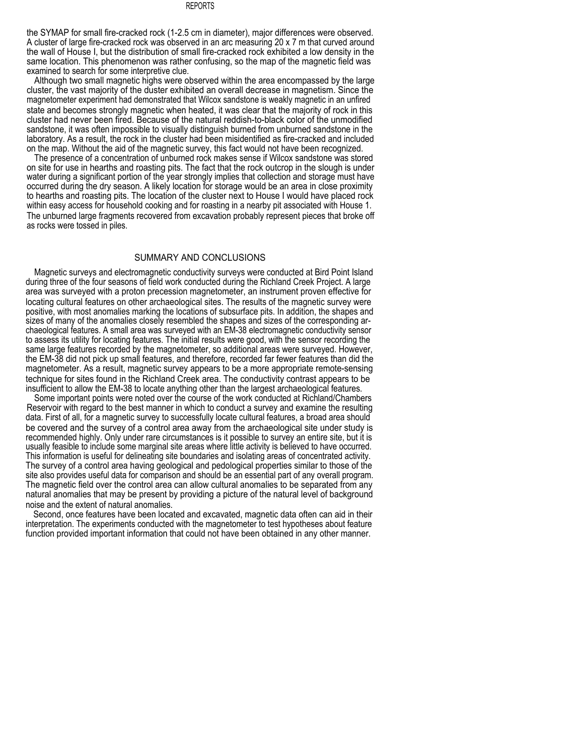the SYMAP for small fire-cracked rock (1-2.5 cm in diameter), major differences were observed. A cluster of large fire-cracked rock was observed in an arc measuring 20 x 7 m that curved around the wall of House I, but the distribution of small fire-cracked rock exhibited a low density in the same location. This phenomenon was rather confusing, so the map of the magnetic field was examined to search for some interpretive clue.

Although two small magnetic highs were observed within the area encompassed by the large cluster, the vast majority of the duster exhibited an overall decrease in magnetism. Since the magnetometer experiment had demonstrated that Wilcox sandstone is weakly magnetic in an unfired state and becomes strongly magnetic when heated, it was clear that the majority of rock in this cluster had never been fired. Because of the natural reddish-to-black color of the unmodified sandstone, it was often impossible to visually distinguish burned from unburned sandstone in the laboratory. As a result, the rock in the cluster had been misidentified as fire-cracked and included on the map. Without the aid of the magnetic survey, this fact would not have been recognized.

The presence of a concentration of unburned rock makes sense if Wilcox sandstone was stored on site for use in hearths and roasting pits. The fact that the rock outcrop in the slough is under water during a significant portion of the year strongly implies that collection and storage must have occurred during the dry season. A likely location for storage would be an area in close proximity to hearths and roasting pits. The location of the cluster next to House I would have placed rock within easy access for household cooking and for roasting in a nearby pit associated with House 1. The unburned large fragments recovered from excavation probably represent pieces that broke off as rocks were tossed in piles.

## SUMMARY AND CONCLUSIONS

Magnetic surveys and electromagnetic conductivity surveys were conducted at Bird Point Island during three of the four seasons of field work conducted during the Richland Creek Project. A large area was surveyed with a proton precession magnetometer, an instrument proven effective for locating cultural features on other archaeological sites. The results of the magnetic survey were positive, with most anomalies marking the locations of subsurface pits. In addition, the shapes and sizes of many of the anomalies closely resembled the shapes and sizes of the corresponding archaeological features. A small area was surveyed with an EM-38 electromagnetic conductivity sensor to assess its utility for locating features. The initial results were good, with the sensor recording the same large features recorded by the magnetometer, so additional areas were surveyed. However, the EM-38 did not pick up small features, and therefore, recorded far fewer features than did the magnetometer. As a result, magnetic survey appears to be a more appropriate remote-sensing technique for sites found in the Richland Creek area. The conductivity contrast appears to be insufficient to allow the EM-38 to locate anything other than the largest archaeological features.

Some important points were noted over the course of the work conducted at Richland/Chambers Reservoir with regard to the best manner in which to conduct a survey and examine the resulting data. First of all, for a magnetic survey to successfully locate cultural features, a broad area should be covered and the survey of a control area away from the archaeological site under study is recommended highly. Only under rare circumstances is it possible to survey an entire site, but it is usually feasible to include some marginal site areas where little activity is believed to have occurred. This information is useful for delineating site boundaries and isolating areas of concentrated activity. The survey of a control area having geological and pedological properties similar to those of the site also provides useful data for comparison and should be an essential part of any overall program. The magnetic field over the control area can allow cultural anomalies to be separated from any natural anomalies that may be present by providing a picture of the natural level of background noise and the extent of natural anomalies.

Second, once features have been located and excavated, magnetic data often can aid in their interpretation. The experiments conducted with the magnetometer to test hypotheses about feature function provided important information that could not have been obtained in any other manner.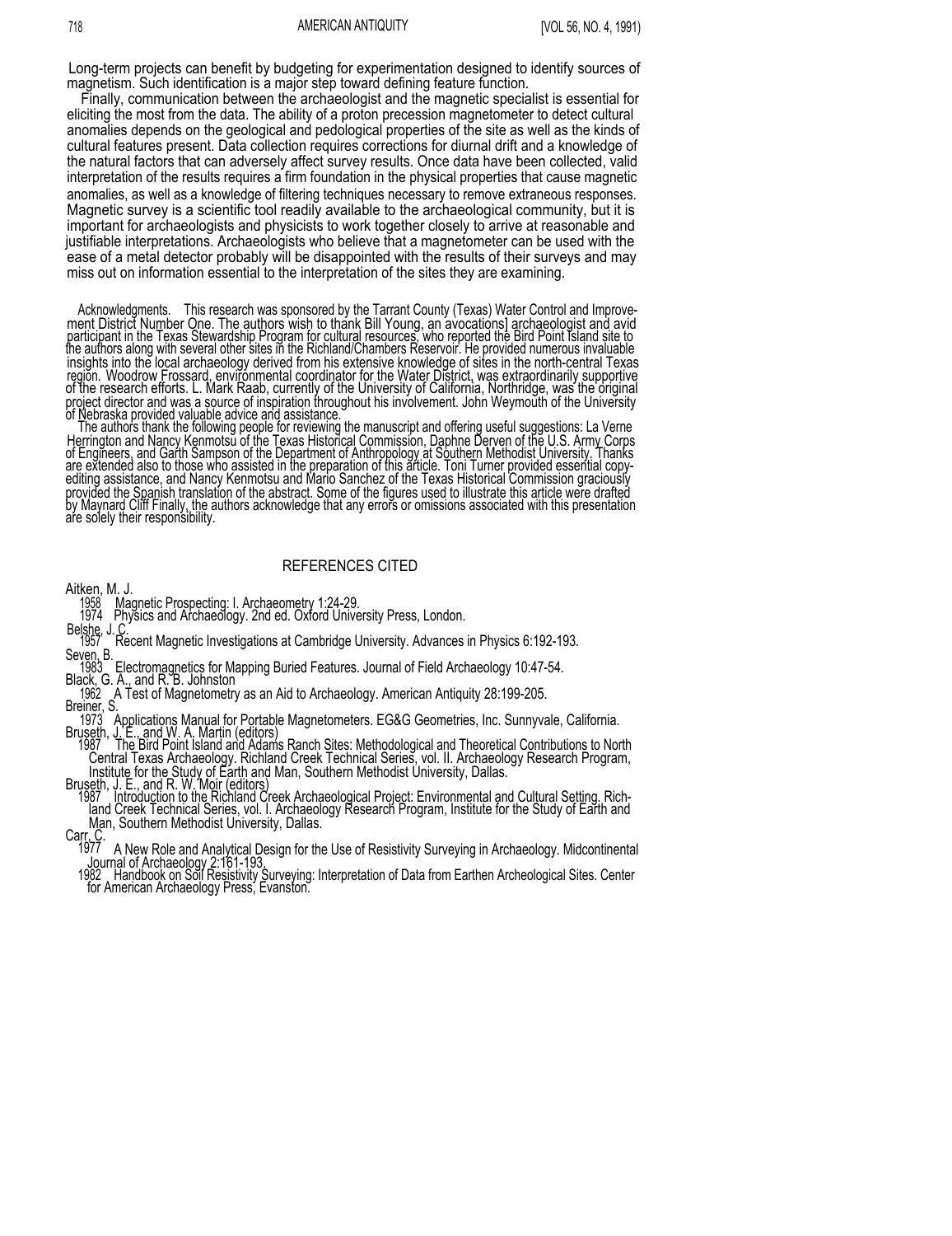Long-term projects can benefit by budgeting for experimentation designed to identify sources of magnetism. Such identification is a major step toward defining feature function.

Finally, communication between the archaeologist and the magnetic specialist is essential for eliciting the most from the data. The ability of a proton precession magnetometer to detect cultural anomalies depends on the geological and pedological properties of the site as well as the kinds of cultural features present. Data collection requires corrections for diurnal drift and a knowledge of the natural factors that can adversely affect survey results. Once data have been collected, valid interpretation of the results requires a firm foundation in the physical properties that cause magnetic anomalies, as well as a knowledge of filtering techniques necessary to remove extraneous responses. Magnetic survey is a scientific tool readily available to the archaeological community, but it is important for archaeologists and physicists to work together closely to arrive at reasonable and justifiable interpretations. Archaeologists who believe that a magnetometer can be used with the ease of a metal detector probably will be disappointed with the results of their surveys and may miss out on information essential to the interpretation of the sites they are examining.

Acknowledgments. This research was sponsored by the Tarrant County (Texas) Water Control and Improvement District Number One. The authors wish to thank Bill Young, an avocations] archaeologist and avid participant in the Texas Stewardship Program for cultural resources, who reported the Bird Point Island site to the authors along with several other sites in the Richland/Chambers Reservoir. He provided numerous invaluable insights into the local archaeology derived from his extensive knowledge of sites in the north-central Texas region. Woodrow Frossard, environmental coordinator for the Water District, was extraordinarily supportive of the research efforts. L. Mark Raab, currently of the University of California, Northridge, was the original project director and was a source of inspiration throughout his involvement. John Weymouth of the University of Nebraska provided valuable advice and assistance.

The authors thank the following people for reviewing the manuscript and offering useful suggestions: La Verne Herrington and Nancy Kenmotsu of the Texas Historical Commission, Daphne Derven of the U.S. Army Corps of Engineers, and Garth Sampson of the Department of Anthropology at Southern Methodist University. Thanks are extended also to those who assisted in the preparation of this article. Toni Turner provided essential copy-editing assistance, and Nancy Kenmotsu and Mario Sanchez of the Texas Historical Commission graciously provided the Spanish translation of the abstract. Some of the figures used to illustrate this article were drafted by Maynard Cliff Finally, the authors acknowledge that any errors or omissions associated with this presentation are solely their responsibility.

## REFERENCES CITED

Aitken, M. J.
- 1958 Magnetic Prospecting: I. Archaeometry 1:24-29.
- 1974 Physics and Archaeology. 2nd ed. Oxford University Press, London.

Belshe, J. C.
- 1957 Recent Magnetic Investigations at Cambridge University. Advances in Physics 6:192-193.

Seven, B.
- 1983 Electromagnetics for Mapping Buried Features. Journal of Field Archaeology 10:47-54.

Black, G. A., and R. B. Johnston
- 1962 A Test of Magnetometry as an Aid to Archaeology. American Antiquity 28:199-205.

Breiner, S.
- 1973 Applications Manual for Portable Magnetometers. EG&G Geometries, Inc. Sunnyvale, California.

Bruseth, J. E., and W. A. Martin (editors)
- 1987 The Bird Point Island and Adams Ranch Sites: Methodological and Theoretical Contributions to North Central Texas Archaeology. Richland Creek Technical Series, vol. II. Archaeology Research Program, Institute for the Study of Earth and Man, Southern Methodist University, Dallas.

Bruseth, J. E., and R. W. Moir (editors)
- 1987 Introduction to the Richland Creek Archaeological Project: Environmental and Cultural Setting. Richland Creek Technical Series, vol. I. Archaeology Research Program, Institute for the Study of Earth and Man, Southern Methodist University, Dallas.

Carr, C.
- 1977 A New Role and Analytical Design for the Use of Resistivity Surveying in Archaeology. Midcontinental Journal of Archaeology 2:161-193.
- 1982 Handbook on Soil Resistivity Surveying: Interpretation of Data from Earthen Archeological Sites. Center for American Archaeology Press, Evanston.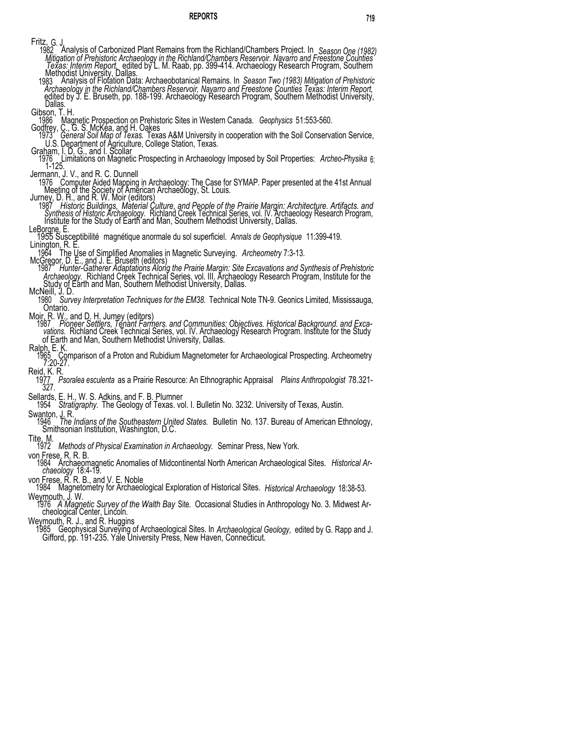Fritz, G. J.

1982 Analysis of Carbonized Plant Remains from the Richland/Chambers Project. In *Season One (1982) Mitigation of Prehistoric Archaeology in the Richland/Chambers Reservoir. Navarro and Freestone Counties Texas: Interim Report,* edited by L. M. Raab, pp. 399-414. Archaeology Research Program, Southern Methodist University, Dallas.

1983 Analysis of Flotation Data: Archaeobotanical Remains. In *Season Two (1983) Mitigation of Prehistoric Archaeology in the Richland/Chambers Reservoir, Navarro and Freestone Counties Texas: Interim Report,* edited by J. E. Bruseth, pp. 188-199. Archaeology Research Program, Southern Methodist University, Dallas.

Gibson, T. H.

1986 Magnetic Prospection on Prehistoric Sites in Western Canada. *Geophysics* 51:553-560.

Godfrey, C., G. S. McKea, and H. Oakes

1973 *General Soil Map of Texas.* Texas A&M University in cooperation with the Soil Conservation Service, U.S. Department of Agriculture, College Station, Texas.

Graham, I. D. G., and I. Scollar

1976 Limitations on Magnetic Prospecting in Archaeology Imposed by Soil Properties: *Archeo-Physika* 6: 1-125.

Jermann, J. V., and R. C. Dunnell

1976 Computer Aided Mapping in Archaeology: The Case for SYMAP. Paper presented at the 41st Annual Meeting of the Society of American Archaeology, St. Louis.

Jurney, D. H., and R. W. Moir (editors)

1987 *Historic Buildings, Material Culture, and People of the Prairie Margin: Architecture. Artifacts. and Synthesis of Historic Archaeology.* Richland Creek Technical Series, vol. IV. Archaeology Research Program, Institute for the Study of Earth and Man, Southern Methodist University, Dallas.

LeBorgne, E.

1955 Susceptibilité magnétique anormale du sol superficiel. *Annals de Geophysique* 11:399-419.

Linington, R. E.

1964 The Use of Simplified Anomalies in Magnetic Surveying. *Archeometry* 7:3-13.

McGregor, D. E., and J. E. Bruseth (editors)

1987 *Hunter-Gatherer Adaptations Along the Prairie Margin: Site Excavations and Synthesis of Prehistoric Archaeology.* Richland Creek Technical Series, vol. III. Archaeology Research Program, Institute for the Study of Earth and Man, Southern Methodist University, Dallas.

McNeill, J. D.

1980 *Survey Interpretation Techniques for the EM38.* Technical Note TN-9. Geonics Limited, Mississauga, Ontario.

Moir, R. W., and D. H. Jurney (editors)

1987 *Pioneer Settlers, Tenant Farmers. and Communities: Objectives. Historical Background. and Excavations.* Richland Creek Technical Series, vol. IV. Archaeology Research Program. Institute for the Study of Earth and Man, Southern Methodist University, Dallas.

Ralph, E. K.

1965 Comparison of a Proton and Rubidium Magnetometer for Archaeological Prospecting. Archeometry 7:20-27.

Reid, K. R.

1977 *Psoralea esculenta* as a Prairie Resource: An Ethnographic Appraisal *Plains Anthropologist* 78.321-327.

Sellards, E. H., W. S. Adkins, and F. B. Plumner

1954 *Stratigraphy.* The Geology of Texas. vol. I. Bulletin No. 3232. University of Texas, Austin.

Swanton, J. R.

1946 *The Indians of the Southeastern United States.* Bulletin No. 137. Bureau of American Ethnology, Smithsonian Institution, Washington, D.C.

Tite, M.

1972 *Methods of Physical Examination in Archaeology.* Seminar Press, New York.

von Frese, R. R. B.

1984 Archaeomagnetic Anomalies of Midcontinental North American Archaeological Sites. *Historical Archaeology* 18:4-19.

von Frese, R. R. B., and V. E. Noble

1984 Magnetometry for Archaeological Exploration of Historical Sites. *Historical Archaeology* 18:38-53.

Weymouth, J. W.

1976 *A Magnetic Survey of the Walth Bay Site.* Occasional Studies in Anthropology No. 3. Midwest Archeological Center, Lincoln.

Weymouth, R. J., and R. Huggins

1985 Geophysical Surveying of Archaeological Sites. In *Archaeological Geology,* edited by G. Rapp and J. Gifford, pp. 191-235. Yale University Press, New Haven, Connecticut.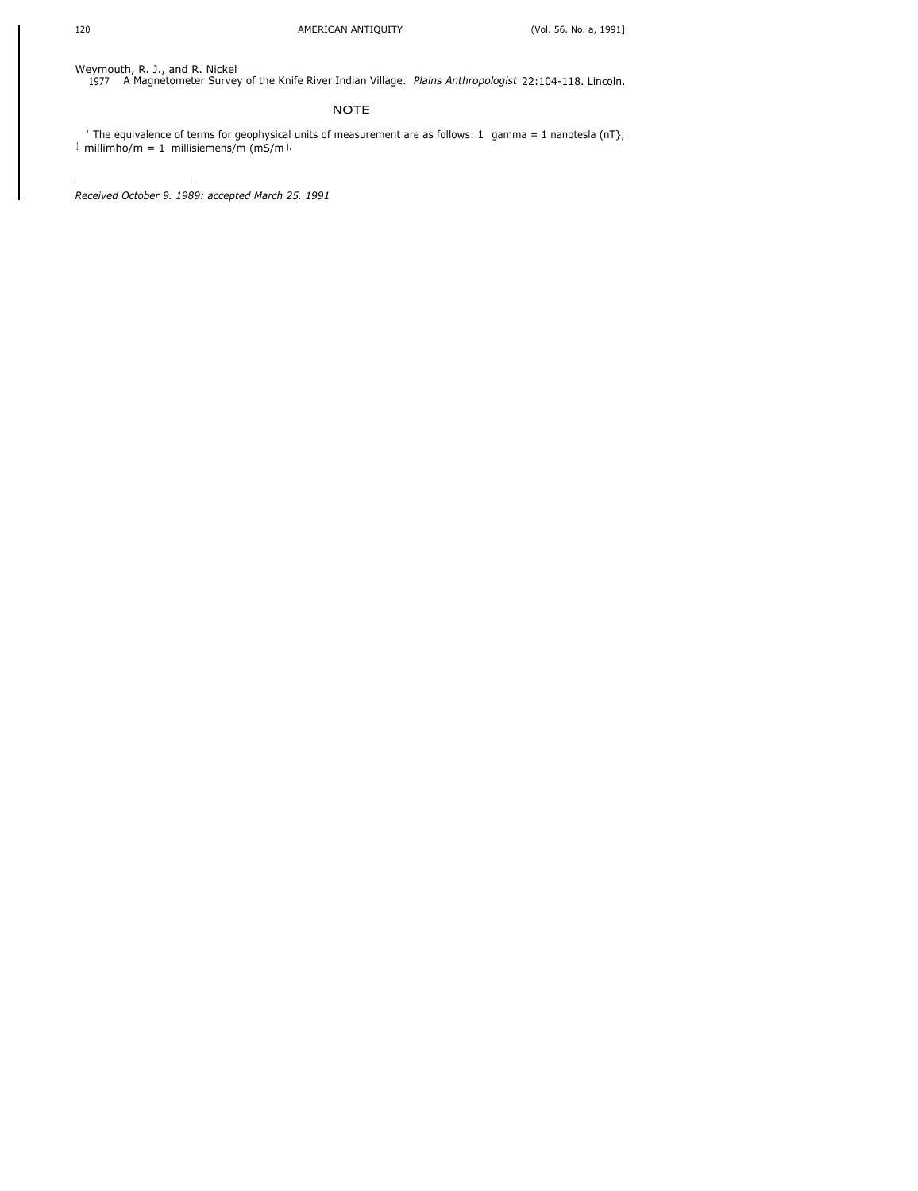Weymouth, R. J., and R. Nickel
1977 A Magnetometer Survey of the Knife River Indian Village. *Plains Anthropologist* 22:104-118. Lincoln.

## NOTE

[1] The equivalence of terms for geophysical units of measurement are as follows: 1 gamma = 1 nanotesla (nT), 1 millimho/m = 1 millisiemens/m (mS/m).

*Received October 9. 1989: accepted March 25. 1991*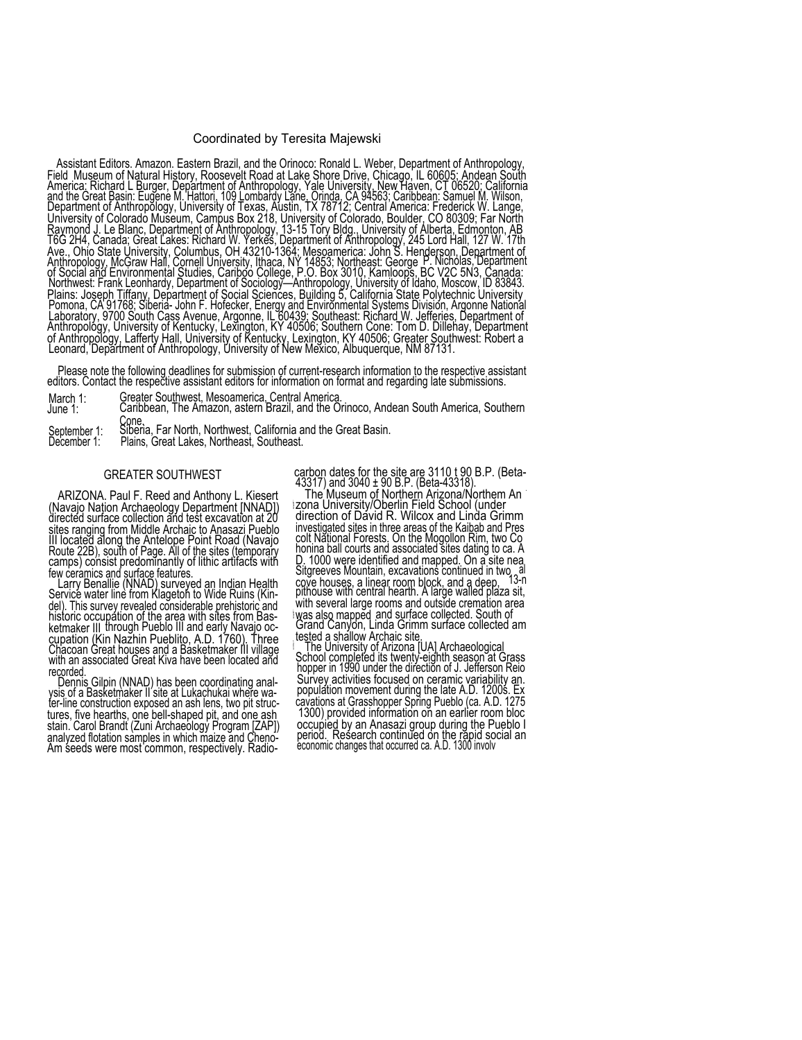Coordinated by Teresita Majewski

Assistant Editors. Amazon. Eastern Brazil, and the Orinoco: Ronald L. Weber, Department of Anthropology, Field Museum of Natural History, Roosevelt Road at Lake Shore Drive, Chicago, IL 60605; Andean South America: Richard L Burger, Department of Anthropology, Yale University, New Haven, CT 06520; California and the Great Basin: Eugene M. Hattori, 109 Lombardy Lane, Orinda, CA 94563; Caribbean: Samuel M. Wilson, Department of Anthropology, University of Texas, Austin, TX 78712; Central America: Frederick W. Lange, University of Colorado Museum, Campus Box 218, University of Colorado, Boulder, CO 80309; Far North Raymond J. Le Blanc, Department of Anthropology, 13-15 Tory Bldg., University of Alberta, Edmonton, AB T6G 2H4, Canada; Great Lakes: Richard W. Yerkes, Department of Anthropology, 245 Lord Hall, 127 W. 17th Ave., Ohio State University, Columbus, OH 43210-1364; Mesoamerica: John S. Henderson, Department of Anthropology, McGraw Hall, Cornell University, Ithaca, NY 14853; Northeast: George P. Nicholas, Department of Social and Environmental Studies, Cariboo College, P.O. Box 3010, Kamloops, BC V2C 5N3, Canada; Northwest: Frank Leonhardy, Department of Sociology—Anthropology, University of Idaho, Moscow, ID 83843. Plains: Joseph Tiffany, Department of Social Sciences, Building 5, California State Polytechnic University Pomona, CA 91768; Siberia- John F. Hofecker, Energy and Environmental Systems Division, Argonne National Laboratory, 9700 South Cass Avenue, Argonne, IL 60439; Southeast: Richard W. Jefferies, Department of Anthropology, University of Kentucky, Lexington, KY 40506; Southern Cone: Tom D. Dillehay, Department of Anthropology, Lafferty Hall, University of Kentucky, Lexington, KY 40506; Greater Southwest: Robert a Leonard, Department of Anthropology, University of New Mexico, Albuquerque, NM 87131.

Please note the following deadlines for submission of current-research information to the respective assistant editors. Contact the respective assistant editors for information on format and regarding late submissions.

| | |
|---|---|
| March 1: | Greater Southwest, Mesoamerica, Central America. |
| June 1: | Caribbean, The Amazon, astern Brazil, and the Orinoco, Andean South America, Southern Cone. |
| September 1: | Siberia, Far North, Northwest, California and the Great Basin. |
| December 1: | Plains, Great Lakes, Northeast, Southeast. |

## GREATER SOUTHWEST

ARIZONA. Paul F. Reed and Anthony L. Kiesert (Navajo Nation Archaeology Department [NNAD]) directed surface collection and test excavation at 20 sites ranging from Middle Archaic to Anasazi Pueblo III located along the Antelope Point Road (Navajo Route 22B), south of Page. All of the sites (temporary camps) consist predominantly of lithic artifacts with few ceramics and surface features.

Larry Benallie (NNAD) surveyed an Indian Health Service water line from Klagetoh to Wide Ruins (Kindel). This survey revealed considerable prehistoric and historic occupation of the area with sites from Basketmaker III through Pueblo III and early Navajo occupation (Kin Nazhin Pueblito, A.D. 1760). Three Chacoan Great houses and a Basketmaker III village with an associated Great Kiva have been located and recorded.

Dennis Gilpin (NNAD) has been coordinating analysis of a Basketmaker II site at Lukachukai where water-line construction exposed an ash lens, two pit structures, five hearths, one bell-shaped pit, and one ash stain. Carol Brandt (Zuni Archaeology Program [ZAP]) analyzed flotation samples in which maize and Cheno-Am seeds were most common, respectively. Radiocarbon dates for the site are 3110 t 90 B.P. (Beta-43317) and 3040 ± 90 B.P. (Beta-43318).

The Museum of Northern Arizona/Northem Arizona University/Oberlin Field School (under direction of David R. Wilcox and Linda Grimm investigated sites in three areas of the Kaibab and Prescolt National Forests. On the Mogollon Rim, two Cohonina ball courts and associated sites dating to ca. A D. 1000 were identified and mapped. On a site near Sitgreeves Mountain, excavations continued in two, al cove houses, a linear room block, and a deep, 13-n pithouse with central hearth. A large walled plaza sit, with several large rooms and outside cremation area was also mapped and surface collected. South of Grand Canyon, Linda Grimm surface collected am tested a shallow Archaic site.

The University of Arizona [UA] Archaeological School completed its twenty-eighth season at Grasshopper in 1990 under the direction of J. Jefferson Reid Survey activities focused on ceramic variability an. population movement during the late A.D. 1200s. Excavations at Grasshopper Spring Pueblo (ca. A.D. 1275 1300) provided information on an earlier room bloc occupied by an Anasazi group during the Pueblo I period. Research continued on the rapid social an economic changes that occurred ca. A.D. 1300 involv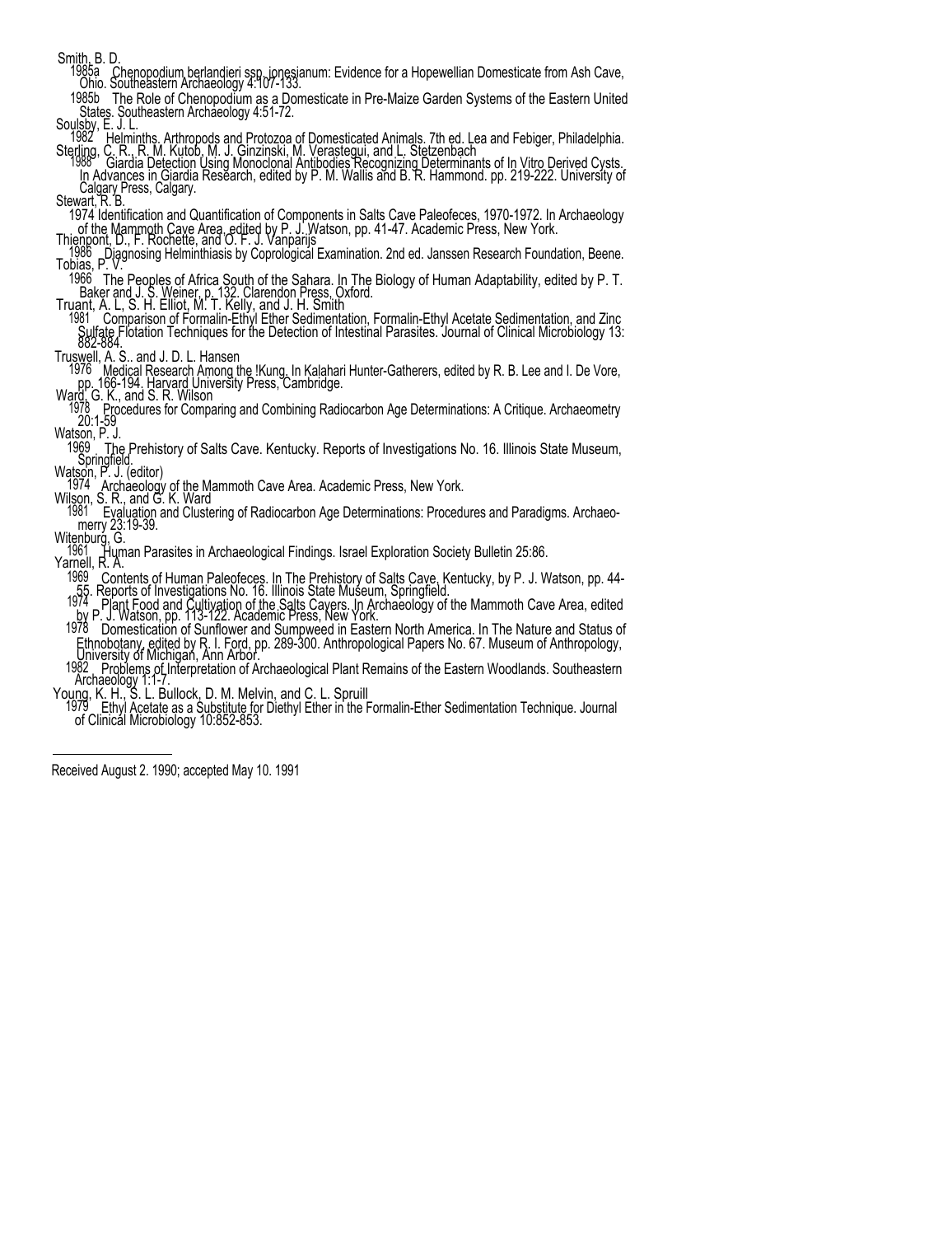Smith, B. D.

1985a Chenopodium berlandieri ssp. jonesianum: Evidence for a Hopewellian Domesticate from Ash Cave, Ohio. Southeastern Archaeology 4:107-133.

1985b The Role of Chenopodium as a Domesticate in Pre-Maize Garden Systems of the Eastern United States. Southeastern Archaeology 4:51-72.

Soulsby, E. J. L.

1982 Helminths. Arthropods and Protozoa of Domesticated Animals. 7th ed. Lea and Febiger, Philadelphia.

Sterling, C. R., R. M. Kutob, M. J. Ginzinski, M. Verastegui, and L. Stetzenbach

1988 Giardia Detection Using Monoclonal Antibodies Recognizing Determinants of In Vitro Derived Cysts. In Advances in Giardia Research, edited by P. M. Wallis and B. R. Hammond. pp. 219-222. University of Calgary Press, Calgary.

Stewart, R. B.

1974 Identification and Quantification of Components in Salts Cave Paleofeces, 1970-1972. In Archaeology of the Mammoth Cave Area, edited by P. J. Watson, pp. 41-47. Academic Press, New York.

Thienpont, D., F. Rochette, and O. F. J. Vanparijs

1986 Diagnosing Helminthiasis by Coprological Examination. 2nd ed. Janssen Research Foundation, Beene.

Tobias, P. V.

1966 The Peoples of Africa South of the Sahara. In The Biology of Human Adaptability, edited by P. T. Baker and J. S. Weiner, p. 132. Clarendon Press, Oxford.

Truant, A. L, S. H. Elliot, M. T. Kelly, and J. H. Smith

1981 Comparison of Formalin-Ethyl Ether Sedimentation, Formalin-Ethyl Acetate Sedimentation, and Zinc Sulfate Flotation Techniques for the Detection of Intestinal Parasites. Journal of Clinical Microbiology 13: 882-884.

Truswell, A. S.. and J. D. L. Hansen

1976 Medical Research Among the !Kung. In Kalahari Hunter-Gatherers, edited by R. B. Lee and I. De Vore, pp. 166-194. Harvard University Press, Cambridge.

Ward, G. K., and S. R. Wilson

1978 Procedures for Comparing and Combining Radiocarbon Age Determinations: A Critique. Archaeometry 20:1-59

Watson, P. J.

1969 The Prehistory of Salts Cave. Kentucky. Reports of Investigations No. 16. Illinois State Museum, Springfield.

Watson, P. J. (editor)

1974 Archaeology of the Mammoth Cave Area. Academic Press, New York.

Wilson, S. R., and G. K. Ward

1981 Evaluation and Clustering of Radiocarbon Age Determinations: Procedures and Paradigms. Archaeomerry 23:19-39.

Witenburg, G.

1961 Human Parasites in Archaeological Findings. Israel Exploration Society Bulletin 25:86.

Yarnell, R. A.

1969 Contents of Human Paleofeces. In The Prehistory of Salts Cave, Kentucky, by P. J. Watson, pp. 44-55. Reports of Investigations No. 16. Illinois State Museum, Springfield.

1974 Plant Food and Cultivation of the Salts Cavers. In Archaeology of the Mammoth Cave Area, edited by P. J. Watson, pp. 113-122. Academic Press, New York.

1978 Domestication of Sunflower and Sumpweed in Eastern North America. In The Nature and Status of Ethnobotany, edited by R. I. Ford, pp. 289-300. Anthropological Papers No. 67. Museum of Anthropology, University of Michigan, Ann Arbor.

1982 Problems of Interpretation of Archaeological Plant Remains of the Eastern Woodlands. Southeastern Archaeology 1:1-7.

Young, K. H., S. L. Bullock, D. M. Melvin, and C. L. Spruill

1979 Ethyl Acetate as a Substitute for Diethyl Ether in the Formalin-Ether Sedimentation Technique. Journal of Clinical Microbiology 10:852-853.

---

Received August 2. 1990; accepted May 10. 1991